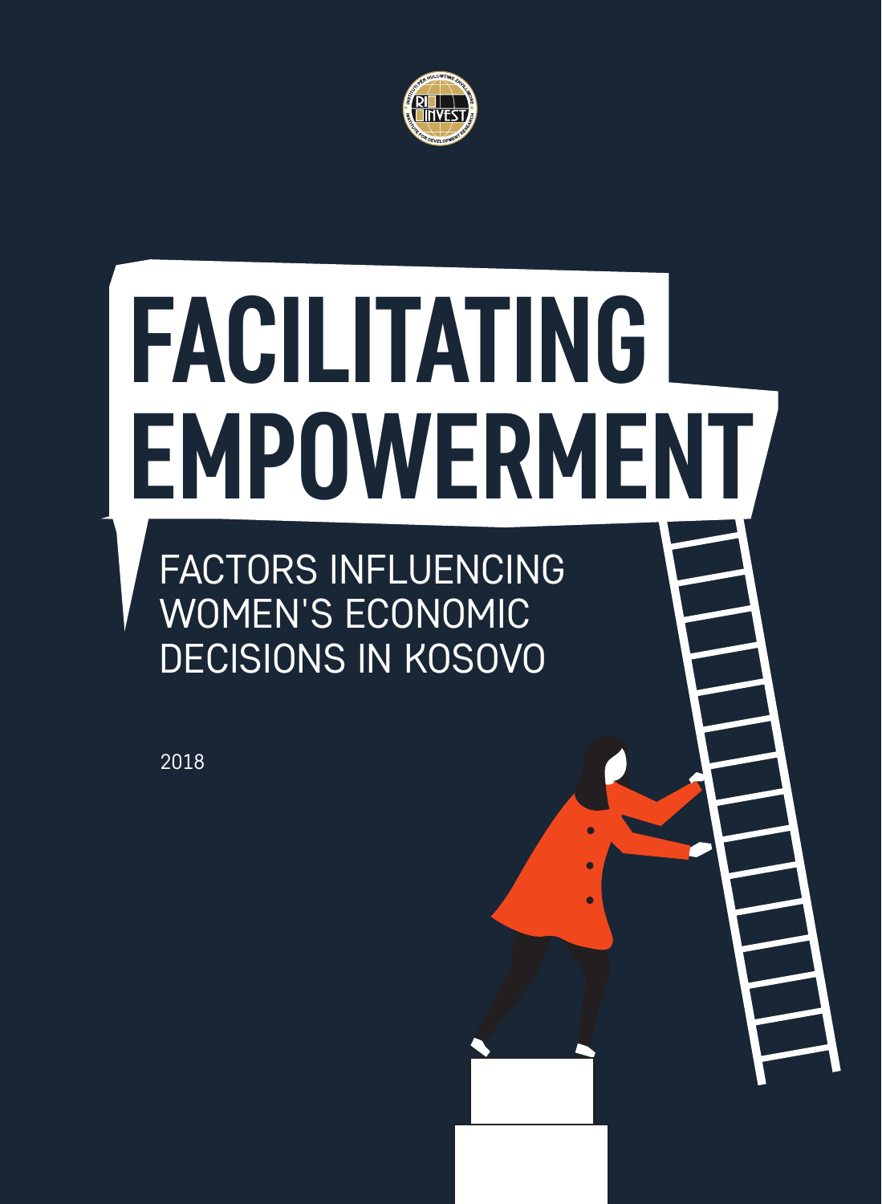# FACILITATING EMPOWERMENT

## FACTORS INFLUENCING WOMEN'S ECONOMIC DECISIONS IN KOSOVO

2018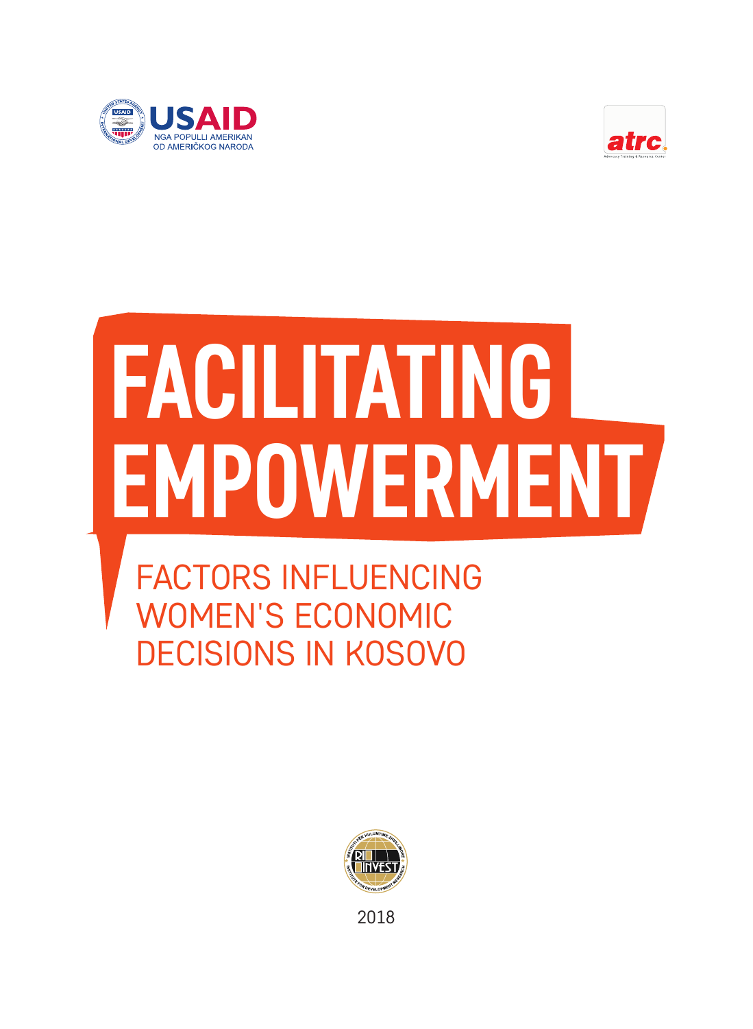USAID

NGA POPULLI AMERIKAN
OD AMERIČKOG NARODA

atrc

Advocacy Training & Resource Center

# FACILITATING EMPOWERMENT

## FACTORS INFLUENCING WOMEN'S ECONOMIC DECISIONS IN KOSOVO

RIINVEST

INSTITUTI PËR HULUMTIME ZHVILLIMORE
INSTITUTE FOR DEVELOPMENT RESEARCH

2018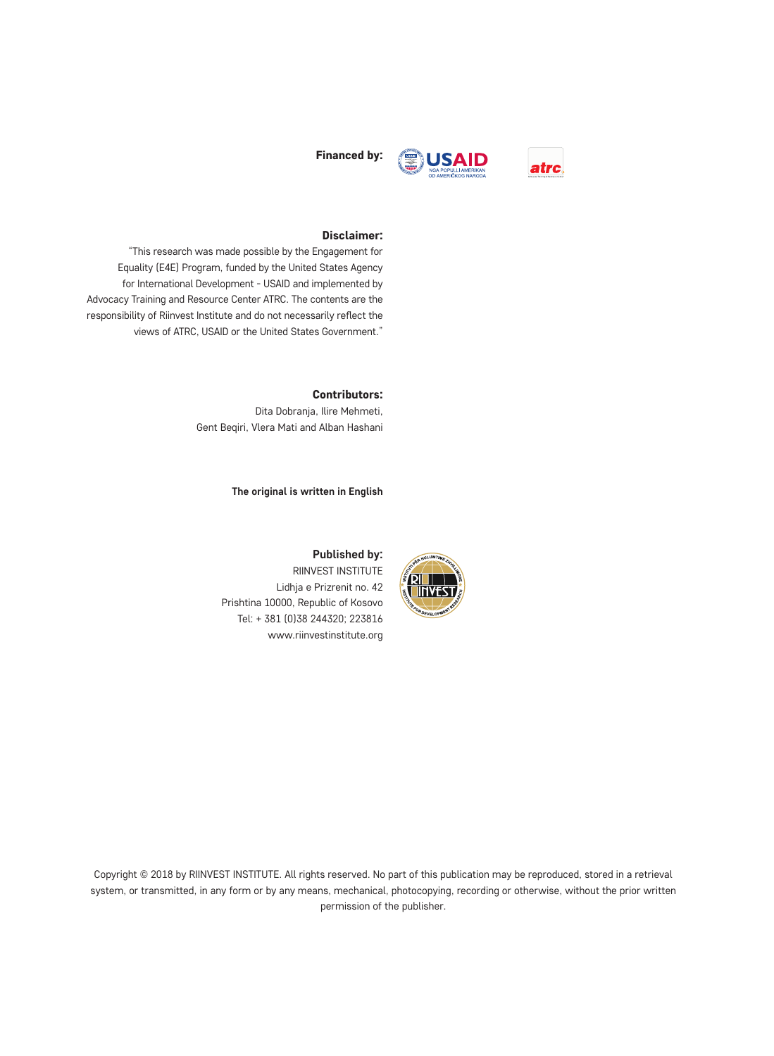**Financed by:**

**Disclaimer:**

"This research was made possible by the Engagement for Equality (E4E) Program, funded by the United States Agency for International Development - USAID and implemented by Advocacy Training and Resource Center ATRC. The contents are the responsibility of Riinvest Institute and do not necessarily reflect the views of ATRC, USAID or the United States Government."

**Contributors:**

Dita Dobranja, Ilire Mehmeti,
Gent Beqiri, Vlera Mati and Alban Hashani

**The original is written in English**

**Published by:**

RIINVEST INSTITUTE
Lidhja e Prizrenit no. 42
Prishtina 10000, Republic of Kosovo
Tel: + 381 (0)38 244320; 223816
www.riinvestinstitute.org

Copyright © 2018 by RIINVEST INSTITUTE. All rights reserved. No part of this publication may be reproduced, stored in a retrieval system, or transmitted, in any form or by any means, mechanical, photocopying, recording or otherwise, without the prior written permission of the publisher.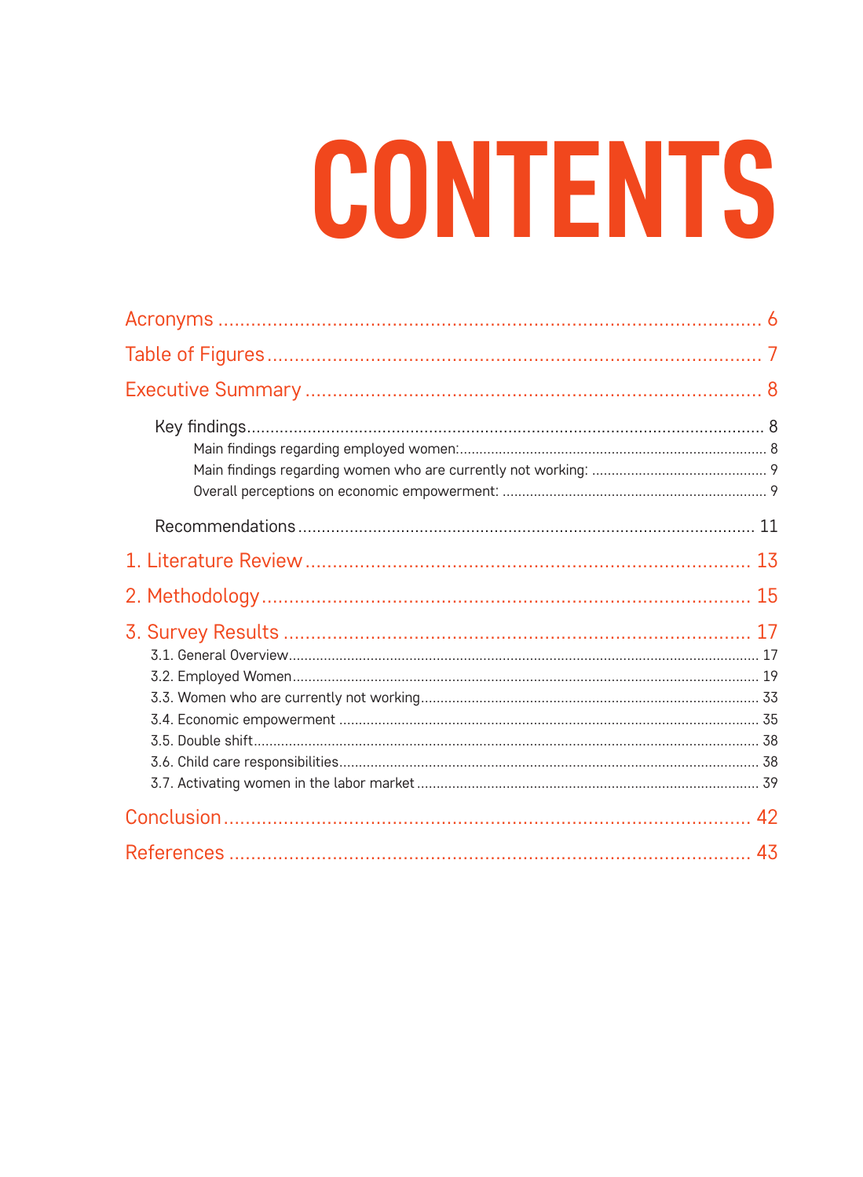# CONTENTS

Acronyms ........................................................................................ 6

Table of Figures ............................................................................... 7

Executive Summary ........................................................................... 8

- Key findings ................................................................................ 8
  - Main findings regarding employed women: ........................................ 8
  - Main findings regarding women who are currently not working: ............ 9
  - Overall perceptions on economic empowerment: ................................. 9
- Recommendations ......................................................................... 11

1. Literature Review ......................................................................... 13

2. Methodology ................................................................................ 15

3. Survey Results ............................................................................. 17

- 3.1. General Overview ................................................................... 17
- 3.2. Employed Women .................................................................... 19
- 3.3. Women who are currently not working ........................................ 33
- 3.4. Economic empowerment .......................................................... 35
- 3.5. Double shift .......................................................................... 38
- 3.6. Child care responsibilities ........................................................ 38
- 3.7. Activating women in the labor market ........................................ 39

Conclusion ........................................................................................ 42

References ........................................................................................ 43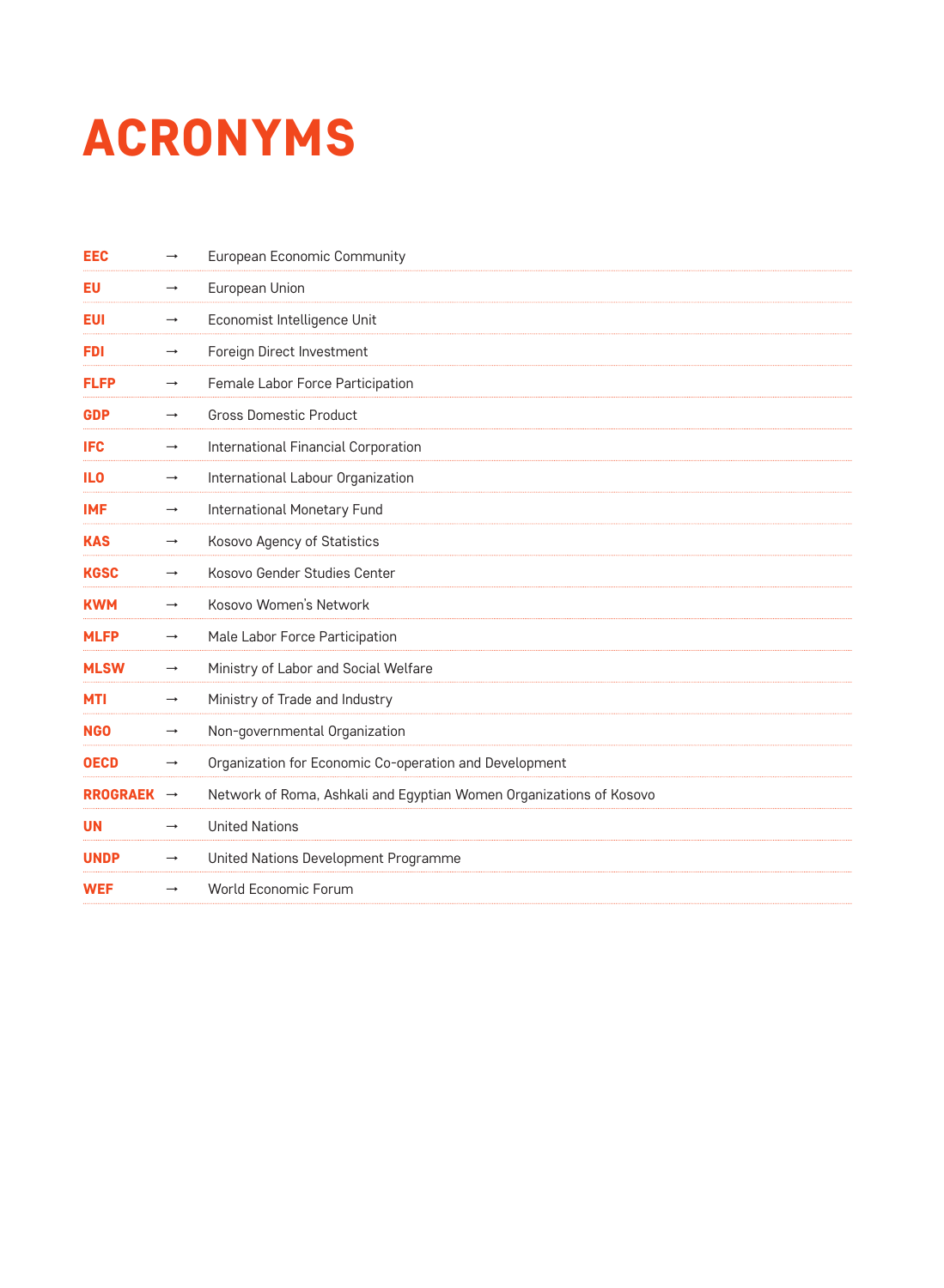# ACRONYMS

| | | |
|---|---|---|
| **EEC** | → | European Economic Community |
| **EU** | → | European Union |
| **EUI** | → | Economist Intelligence Unit |
| **FDI** | → | Foreign Direct Investment |
| **FLFP** | → | Female Labor Force Participation |
| **GDP** | → | Gross Domestic Product |
| **IFC** | → | International Financial Corporation |
| **ILO** | → | International Labour Organization |
| **IMF** | → | International Monetary Fund |
| **KAS** | → | Kosovo Agency of Statistics |
| **KGSC** | → | Kosovo Gender Studies Center |
| **KWM** | → | Kosovo Women's Network |
| **MLFP** | → | Male Labor Force Participation |
| **MLSW** | → | Ministry of Labor and Social Welfare |
| **MTI** | → | Ministry of Trade and Industry |
| **NGO** | → | Non-governmental Organization |
| **OECD** | → | Organization for Economic Co-operation and Development |
| **RROGRAEK** | → | Network of Roma, Ashkali and Egyptian Women Organizations of Kosovo |
| **UN** | → | United Nations |
| **UNDP** | → | United Nations Development Programme |
| **WEF** | → | World Economic Forum |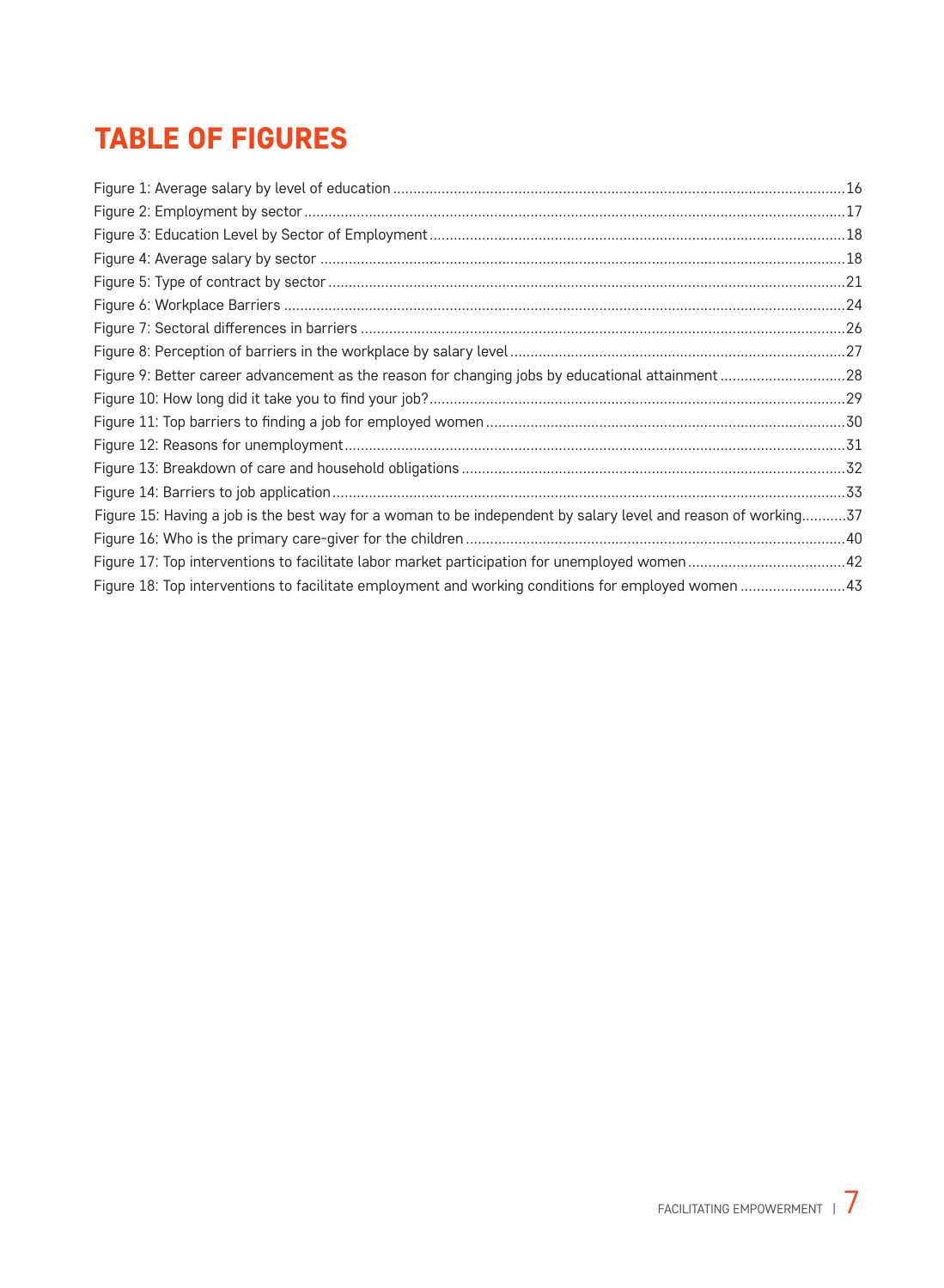# TABLE OF FIGURES

Figure 1: Average salary by level of education ....16

Figure 2: Employment by sector ....17

Figure 3: Education Level by Sector of Employment ....18

Figure 4: Average salary by sector ....18

Figure 5: Type of contract by sector ....21

Figure 6: Workplace Barriers ....24

Figure 7: Sectoral differences in barriers ....26

Figure 8: Perception of barriers in the workplace by salary level ....27

Figure 9: Better career advancement as the reason for changing jobs by educational attainment ....28

Figure 10: How long did it take you to find your job? ....29

Figure 11: Top barriers to finding a job for employed women ....30

Figure 12: Reasons for unemployment ....31

Figure 13: Breakdown of care and household obligations ....32

Figure 14: Barriers to job application ....33

Figure 15: Having a job is the best way for a woman to be independent by salary level and reason of working....37

Figure 16: Who is the primary care-giver for the children ....40

Figure 17: Top interventions to facilitate labor market participation for unemployed women ....42

Figure 18: Top interventions to facilitate employment and working conditions for employed women ....43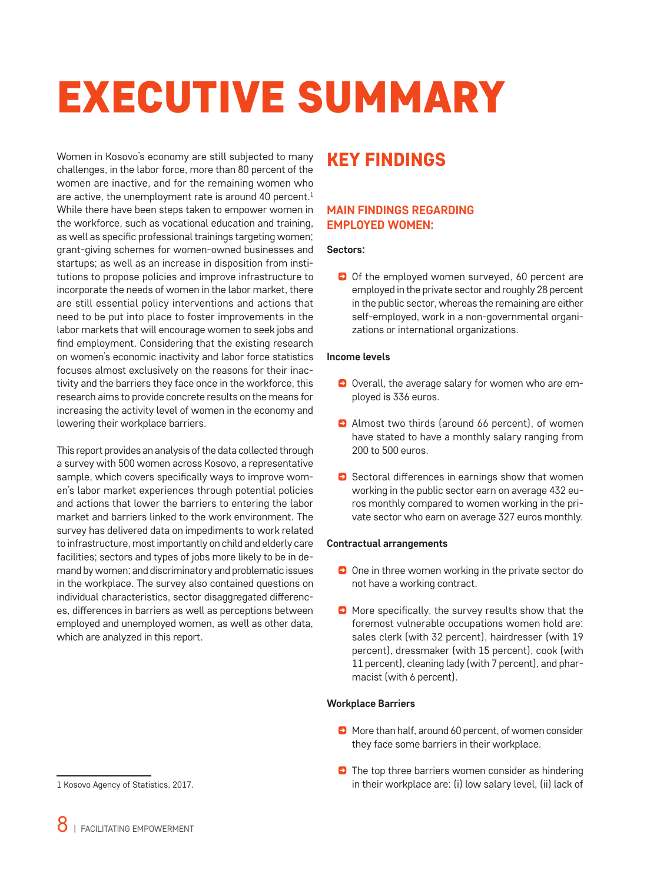# EXECUTIVE SUMMARY

Women in Kosovo's economy are still subjected to many challenges, in the labor force, more than 80 percent of the women are inactive, and for the remaining women who are active, the unemployment rate is around 40 percent.[1] While there have been steps taken to empower women in the workforce, such as vocational education and training, as well as specific professional trainings targeting women; grant-giving schemes for women-owned businesses and startups; as well as an increase in disposition from institutions to propose policies and improve infrastructure to incorporate the needs of women in the labor market, there are still essential policy interventions and actions that need to be put into place to foster improvements in the labor markets that will encourage women to seek jobs and find employment. Considering that the existing research on women's economic inactivity and labor force statistics focuses almost exclusively on the reasons for their inactivity and the barriers they face once in the workforce, this research aims to provide concrete results on the means for increasing the activity level of women in the economy and lowering their workplace barriers.

This report provides an analysis of the data collected through a survey with 500 women across Kosovo, a representative sample, which covers specifically ways to improve women's labor market experiences through potential policies and actions that lower the barriers to entering the labor market and barriers linked to the work environment. The survey has delivered data on impediments to work related to infrastructure, most importantly on child and elderly care facilities; sectors and types of jobs more likely to be in demand by women; and discriminatory and problematic issues in the workplace. The survey also contained questions on individual characteristics, sector disaggregated differences, differences in barriers as well as perceptions between employed and unemployed women, as well as other data, which are analyzed in this report.

1 Kosovo Agency of Statistics, 2017.

## KEY FINDINGS

### MAIN FINDINGS REGARDING EMPLOYED WOMEN:

**Sectors:**

- Of the employed women surveyed, 60 percent are employed in the private sector and roughly 28 percent in the public sector, whereas the remaining are either self-employed, work in a non-governmental organizations or international organizations.

**Income levels**

- Overall, the average salary for women who are employed is 336 euros.
- Almost two thirds (around 66 percent), of women have stated to have a monthly salary ranging from 200 to 500 euros.
- Sectoral differences in earnings show that women working in the public sector earn on average 432 euros monthly compared to women working in the private sector who earn on average 327 euros monthly.

**Contractual arrangements**

- One in three women working in the private sector do not have a working contract.
- More specifically, the survey results show that the foremost vulnerable occupations women hold are: sales clerk (with 32 percent), hairdresser (with 19 percent), dressmaker (with 15 percent), cook (with 11 percent), cleaning lady (with 7 percent), and pharmacist (with 6 percent).

**Workplace Barriers**

- More than half, around 60 percent, of women consider they face some barriers in their workplace.
- The top three barriers women consider as hindering in their workplace are: (i) low salary level, (ii) lack of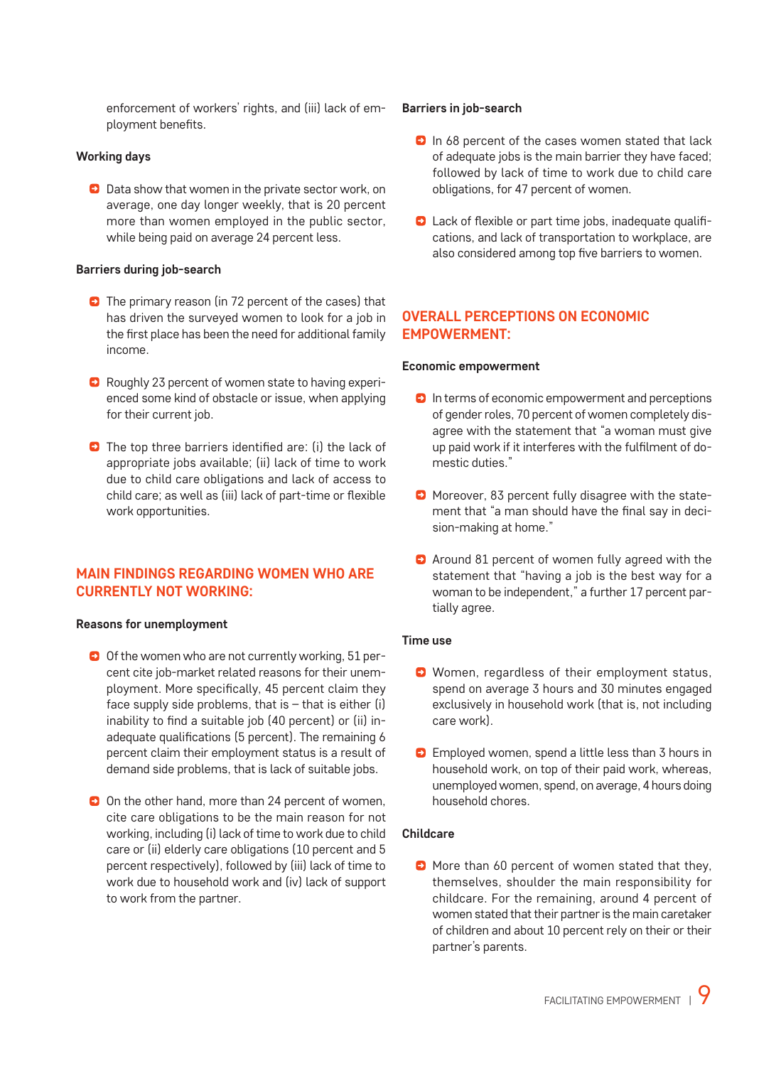enforcement of workers' rights, and (iii) lack of employment benefits.

#### Working days

- Data show that women in the private sector work, on average, one day longer weekly, that is 20 percent more than women employed in the public sector, while being paid on average 24 percent less.

#### Barriers during job-search

- The primary reason (in 72 percent of the cases) that has driven the surveyed women to look for a job in the first place has been the need for additional family income.
- Roughly 23 percent of women state to having experienced some kind of obstacle or issue, when applying for their current job.
- The top three barriers identified are: (i) the lack of appropriate jobs available; (ii) lack of time to work due to child care obligations and lack of access to child care; as well as (iii) lack of part-time or flexible work opportunities.

## MAIN FINDINGS REGARDING WOMEN WHO ARE CURRENTLY NOT WORKING:

#### Reasons for unemployment

- Of the women who are not currently working, 51 percent cite job-market related reasons for their unemployment. More specifically, 45 percent claim they face supply side problems, that is – that is either (i) inability to find a suitable job (40 percent) or (ii) inadequate qualifications (5 percent). The remaining 6 percent claim their employment status is a result of demand side problems, that is lack of suitable jobs.
- On the other hand, more than 24 percent of women, cite care obligations to be the main reason for not working, including (i) lack of time to work due to child care or (ii) elderly care obligations (10 percent and 5 percent respectively), followed by (iii) lack of time to work due to household work and (iv) lack of support to work from the partner.

#### Barriers in job-search

- In 68 percent of the cases women stated that lack of adequate jobs is the main barrier they have faced; followed by lack of time to work due to child care obligations, for 47 percent of women.
- Lack of flexible or part time jobs, inadequate qualifications, and lack of transportation to workplace, are also considered among top five barriers to women.

## OVERALL PERCEPTIONS ON ECONOMIC EMPOWERMENT:

#### Economic empowerment

- In terms of economic empowerment and perceptions of gender roles, 70 percent of women completely disagree with the statement that "a woman must give up paid work if it interferes with the fulfilment of domestic duties."
- Moreover, 83 percent fully disagree with the statement that "a man should have the final say in decision-making at home."
- Around 81 percent of women fully agreed with the statement that "having a job is the best way for a woman to be independent," a further 17 percent partially agree.

#### Time use

- Women, regardless of their employment status, spend on average 3 hours and 30 minutes engaged exclusively in household work (that is, not including care work).
- Employed women, spend a little less than 3 hours in household work, on top of their paid work, whereas, unemployed women, spend, on average, 4 hours doing household chores.

#### Childcare

- More than 60 percent of women stated that they, themselves, shoulder the main responsibility for childcare. For the remaining, around 4 percent of women stated that their partner is the main caretaker of children and about 10 percent rely on their or their partner's parents.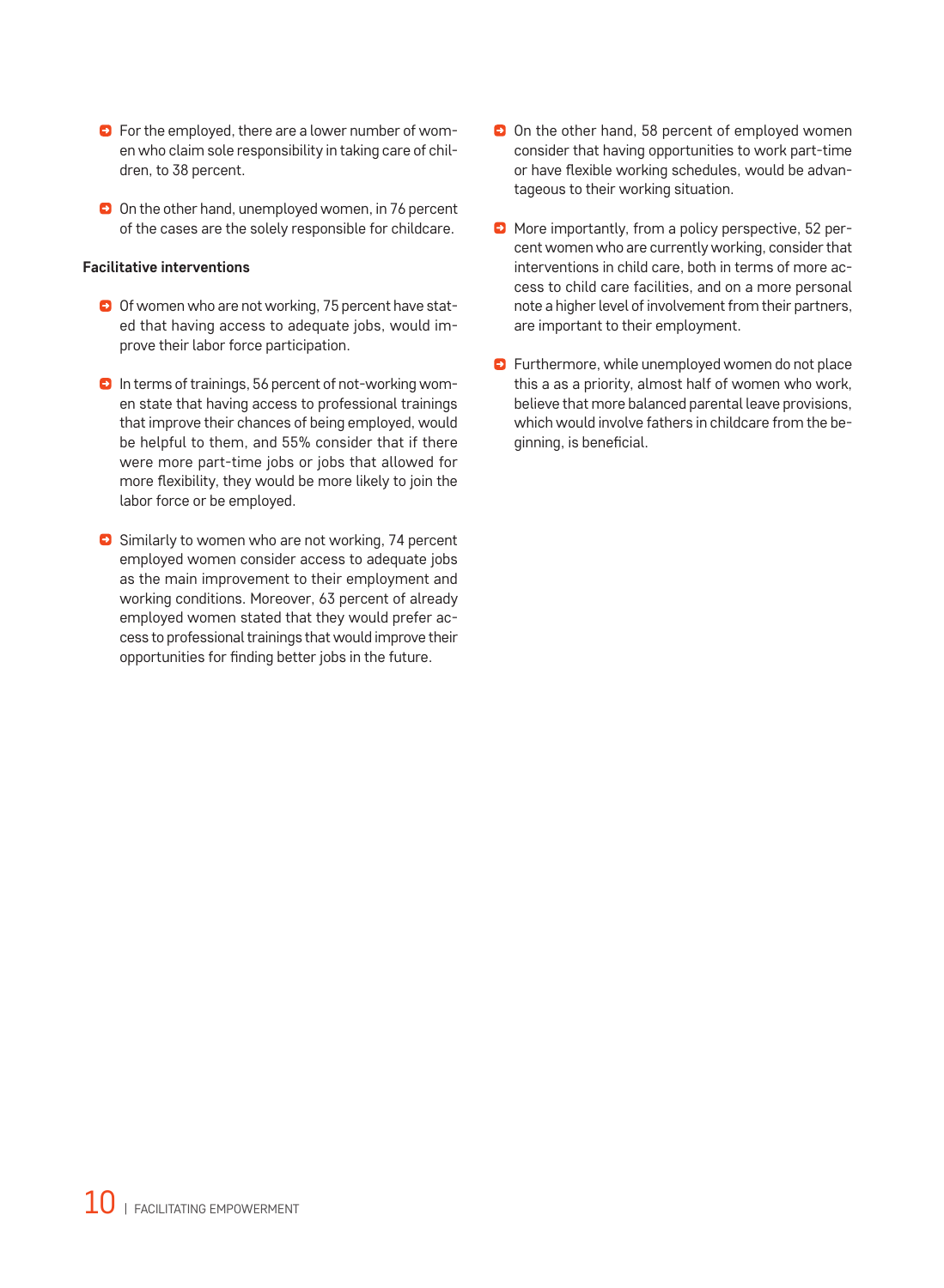- For the employed, there are a lower number of women who claim sole responsibility in taking care of children, to 38 percent.
- On the other hand, unemployed women, in 76 percent of the cases are the solely responsible for childcare.

**Facilitative interventions**

- Of women who are not working, 75 percent have stated that having access to adequate jobs, would improve their labor force participation.
- In terms of trainings, 56 percent of not-working women state that having access to professional trainings that improve their chances of being employed, would be helpful to them, and 55% consider that if there were more part-time jobs or jobs that allowed for more flexibility, they would be more likely to join the labor force or be employed.
- Similarly to women who are not working, 74 percent employed women consider access to adequate jobs as the main improvement to their employment and working conditions. Moreover, 63 percent of already employed women stated that they would prefer access to professional trainings that would improve their opportunities for finding better jobs in the future.
- On the other hand, 58 percent of employed women consider that having opportunities to work part-time or have flexible working schedules, would be advantageous to their working situation.
- More importantly, from a policy perspective, 52 percent women who are currently working, consider that interventions in child care, both in terms of more access to child care facilities, and on a more personal note a higher level of involvement from their partners, are important to their employment.
- Furthermore, while unemployed women do not place this a as a priority, almost half of women who work, believe that more balanced parental leave provisions, which would involve fathers in childcare from the beginning, is beneficial.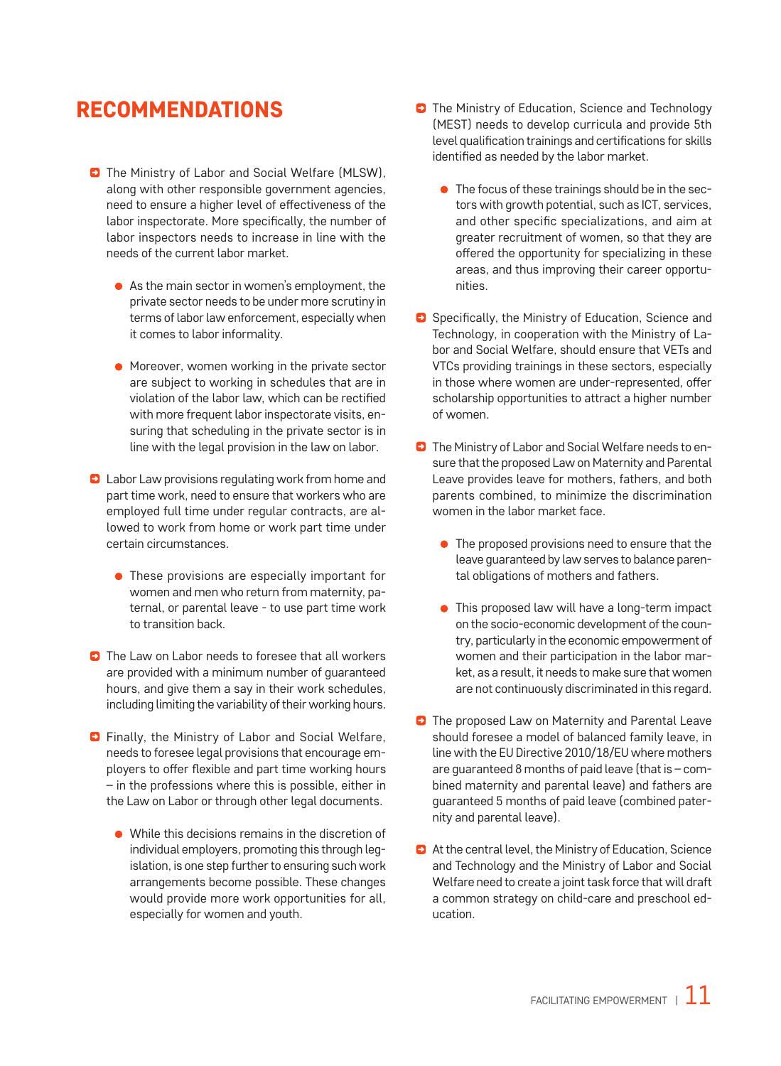# RECOMMENDATIONS

- The Ministry of Labor and Social Welfare (MLSW), along with other responsible government agencies, need to ensure a higher level of effectiveness of the labor inspectorate. More specifically, the number of labor inspectors needs to increase in line with the needs of the current labor market.
    - As the main sector in women's employment, the private sector needs to be under more scrutiny in terms of labor law enforcement, especially when it comes to labor informality.
    - Moreover, women working in the private sector are subject to working in schedules that are in violation of the labor law, which can be rectified with more frequent labor inspectorate visits, ensuring that scheduling in the private sector is in line with the legal provision in the law on labor.
- Labor Law provisions regulating work from home and part time work, need to ensure that workers who are employed full time under regular contracts, are allowed to work from home or work part time under certain circumstances.
    - These provisions are especially important for women and men who return from maternity, paternal, or parental leave - to use part time work to transition back.
- The Law on Labor needs to foresee that all workers are provided with a minimum number of guaranteed hours, and give them a say in their work schedules, including limiting the variability of their working hours.
- Finally, the Ministry of Labor and Social Welfare, needs to foresee legal provisions that encourage employers to offer flexible and part time working hours – in the professions where this is possible, either in the Law on Labor or through other legal documents.
    - While this decisions remains in the discretion of individual employers, promoting this through legislation, is one step further to ensuring such work arrangements become possible. These changes would provide more work opportunities for all, especially for women and youth.
- The Ministry of Education, Science and Technology (MEST) needs to develop curricula and provide 5th level qualification trainings and certifications for skills identified as needed by the labor market.
    - The focus of these trainings should be in the sectors with growth potential, such as ICT, services, and other specific specializations, and aim at greater recruitment of women, so that they are offered the opportunity for specializing in these areas, and thus improving their career opportunities.
- Specifically, the Ministry of Education, Science and Technology, in cooperation with the Ministry of Labor and Social Welfare, should ensure that VETs and VTCs providing trainings in these sectors, especially in those where women are under-represented, offer scholarship opportunities to attract a higher number of women.
- The Ministry of Labor and Social Welfare needs to ensure that the proposed Law on Maternity and Parental Leave provides leave for mothers, fathers, and both parents combined, to minimize the discrimination women in the labor market face.
    - The proposed provisions need to ensure that the leave guaranteed by law serves to balance parental obligations of mothers and fathers.
    - This proposed law will have a long-term impact on the socio-economic development of the country, particularly in the economic empowerment of women and their participation in the labor market, as a result, it needs to make sure that women are not continuously discriminated in this regard.
- The proposed Law on Maternity and Parental Leave should foresee a model of balanced family leave, in line with the EU Directive 2010/18/EU where mothers are guaranteed 8 months of paid leave (that is – combined maternity and parental leave) and fathers are guaranteed 5 months of paid leave (combined paternity and parental leave).
- At the central level, the Ministry of Education, Science and Technology and the Ministry of Labor and Social Welfare need to create a joint task force that will draft a common strategy on child-care and preschool education.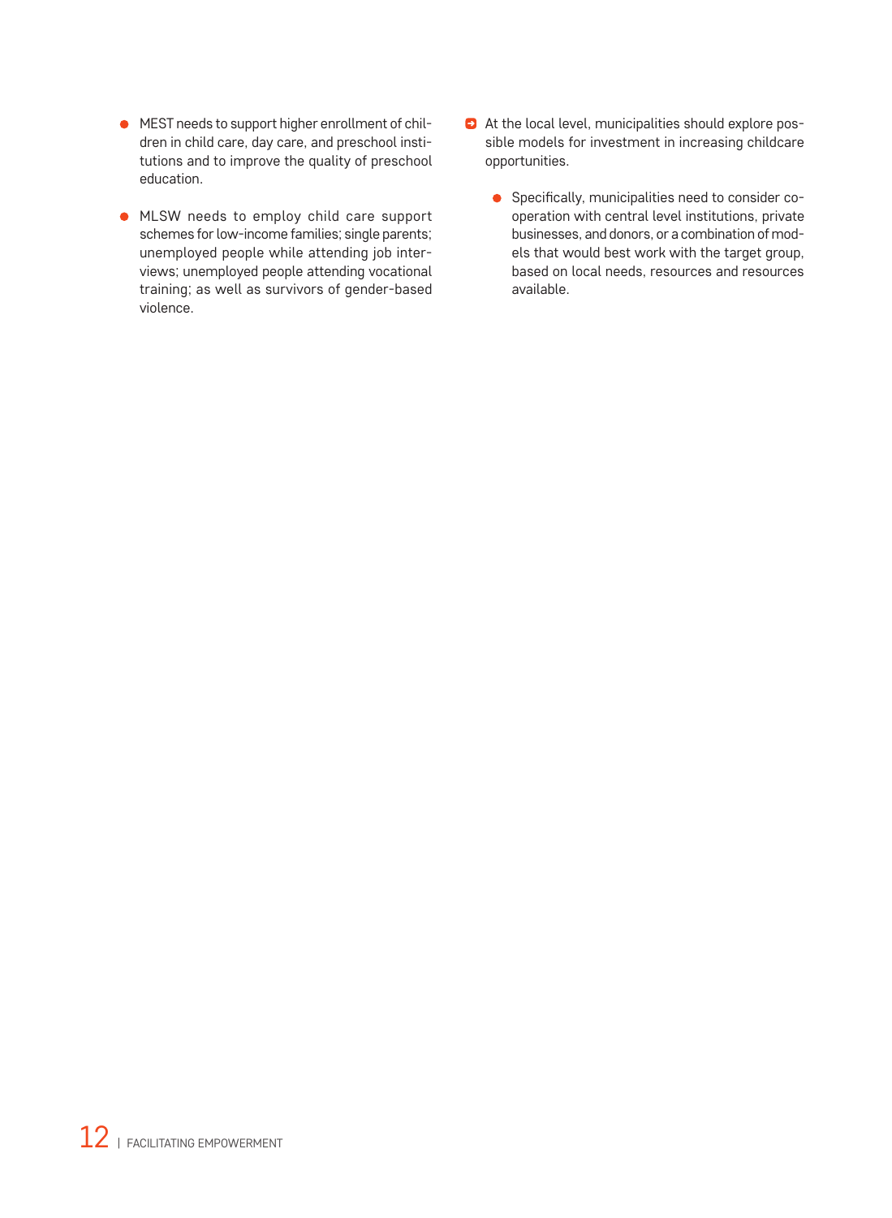- MEST needs to support higher enrollment of children in child care, day care, and preschool institutions and to improve the quality of preschool education.

- MLSW needs to employ child care support schemes for low-income families; single parents; unemployed people while attending job interviews; unemployed people attending vocational training; as well as survivors of gender-based violence.

- At the local level, municipalities should explore possible models for investment in increasing childcare opportunities.

  - Specifically, municipalities need to consider cooperation with central level institutions, private businesses, and donors, or a combination of models that would best work with the target group, based on local needs, resources and resources available.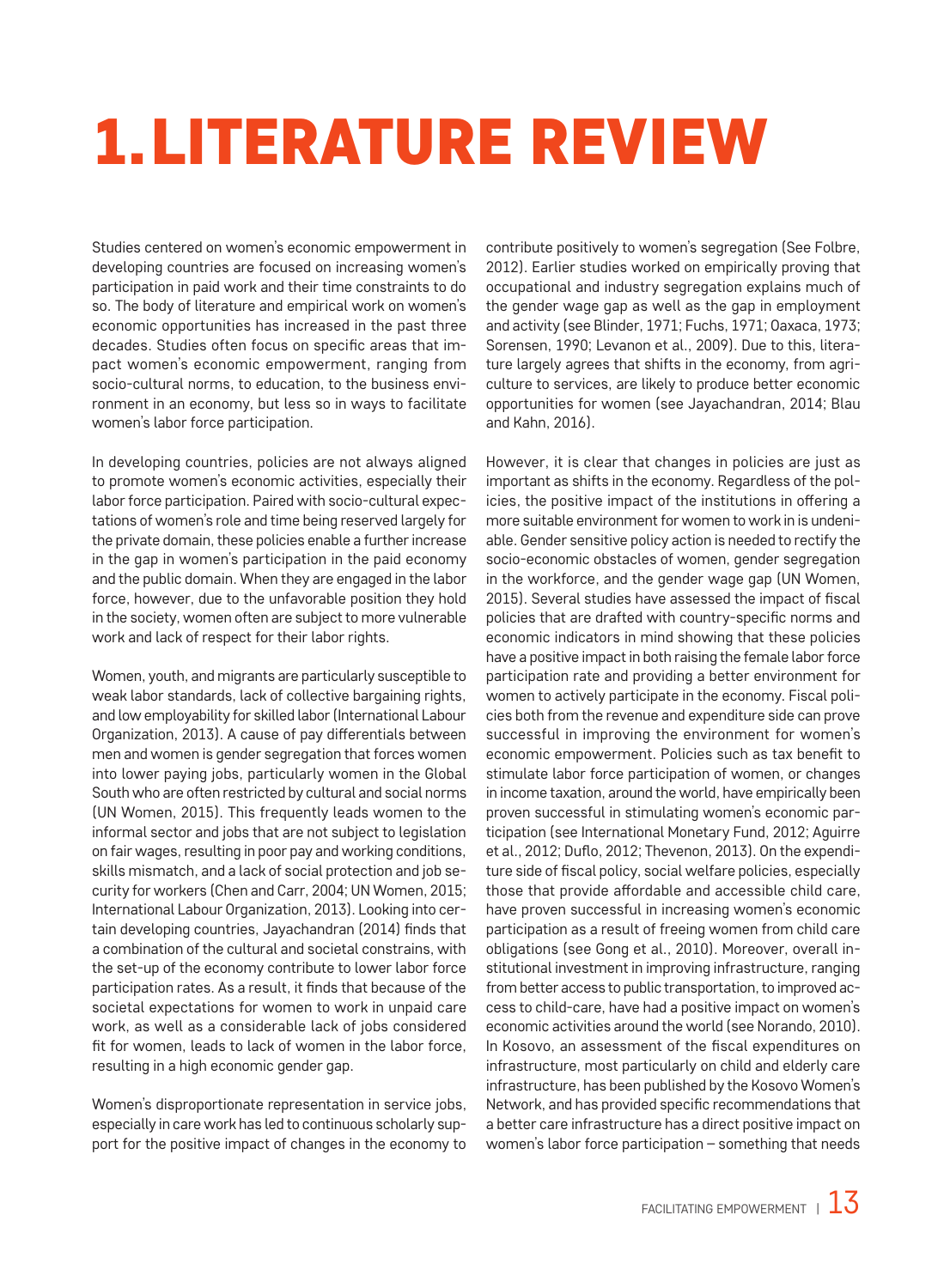# 1. LITERATURE REVIEW

Studies centered on women's economic empowerment in developing countries are focused on increasing women's participation in paid work and their time constraints to do so. The body of literature and empirical work on women's economic opportunities has increased in the past three decades. Studies often focus on specific areas that impact women's economic empowerment, ranging from socio-cultural norms, to education, to the business environment in an economy, but less so in ways to facilitate women's labor force participation.

In developing countries, policies are not always aligned to promote women's economic activities, especially their labor force participation. Paired with socio-cultural expectations of women's role and time being reserved largely for the private domain, these policies enable a further increase in the gap in women's participation in the paid economy and the public domain. When they are engaged in the labor force, however, due to the unfavorable position they hold in the society, women often are subject to more vulnerable work and lack of respect for their labor rights.

Women, youth, and migrants are particularly susceptible to weak labor standards, lack of collective bargaining rights, and low employability for skilled labor (International Labour Organization, 2013). A cause of pay differentials between men and women is gender segregation that forces women into lower paying jobs, particularly women in the Global South who are often restricted by cultural and social norms (UN Women, 2015). This frequently leads women to the informal sector and jobs that are not subject to legislation on fair wages, resulting in poor pay and working conditions, skills mismatch, and a lack of social protection and job security for workers (Chen and Carr, 2004; UN Women, 2015; International Labour Organization, 2013). Looking into certain developing countries, Jayachandran (2014) finds that a combination of the cultural and societal constrains, with the set-up of the economy contribute to lower labor force participation rates. As a result, it finds that because of the societal expectations for women to work in unpaid care work, as well as a considerable lack of jobs considered fit for women, leads to lack of women in the labor force, resulting in a high economic gender gap.

Women's disproportionate representation in service jobs, especially in care work has led to continuous scholarly support for the positive impact of changes in the economy to contribute positively to women's segregation (See Folbre, 2012). Earlier studies worked on empirically proving that occupational and industry segregation explains much of the gender wage gap as well as the gap in employment and activity (see Blinder, 1971; Fuchs, 1971; Oaxaca, 1973; Sorensen, 1990; Levanon et al., 2009). Due to this, literature largely agrees that shifts in the economy, from agriculture to services, are likely to produce better economic opportunities for women (see Jayachandran, 2014; Blau and Kahn, 2016).

However, it is clear that changes in policies are just as important as shifts in the economy. Regardless of the policies, the positive impact of the institutions in offering a more suitable environment for women to work in is undeniable. Gender sensitive policy action is needed to rectify the socio-economic obstacles of women, gender segregation in the workforce, and the gender wage gap (UN Women, 2015). Several studies have assessed the impact of fiscal policies that are drafted with country-specific norms and economic indicators in mind showing that these policies have a positive impact in both raising the female labor force participation rate and providing a better environment for women to actively participate in the economy. Fiscal policies both from the revenue and expenditure side can prove successful in improving the environment for women's economic empowerment. Policies such as tax benefit to stimulate labor force participation of women, or changes in income taxation, around the world, have empirically been proven successful in stimulating women's economic participation (see International Monetary Fund, 2012; Aguirre et al., 2012; Duflo, 2012; Thevenon, 2013). On the expenditure side of fiscal policy, social welfare policies, especially those that provide affordable and accessible child care, have proven successful in increasing women's economic participation as a result of freeing women from child care obligations (see Gong et al., 2010). Moreover, overall institutional investment in improving infrastructure, ranging from better access to public transportation, to improved access to child-care, have had a positive impact on women's economic activities around the world (see Norando, 2010). In Kosovo, an assessment of the fiscal expenditures on infrastructure, most particularly on child and elderly care infrastructure, has been published by the Kosovo Women's Network, and has provided specific recommendations that a better care infrastructure has a direct positive impact on women's labor force participation – something that needs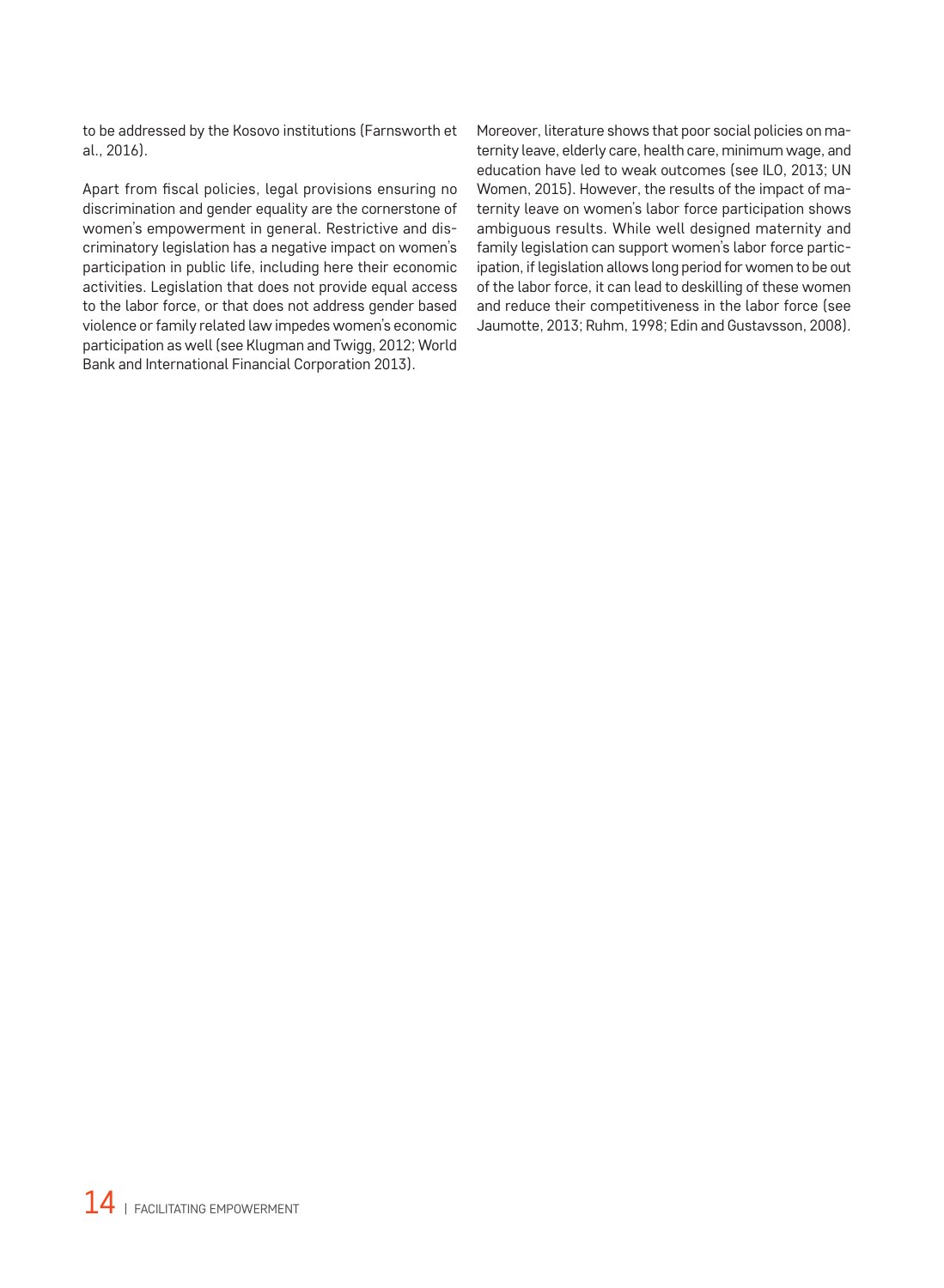to be addressed by the Kosovo institutions (Farnsworth et al., 2016).

Apart from fiscal policies, legal provisions ensuring no discrimination and gender equality are the cornerstone of women's empowerment in general. Restrictive and discriminatory legislation has a negative impact on women's participation in public life, including here their economic activities. Legislation that does not provide equal access to the labor force, or that does not address gender based violence or family related law impedes women's economic participation as well (see Klugman and Twigg, 2012; World Bank and International Financial Corporation 2013).

Moreover, literature shows that poor social policies on maternity leave, elderly care, health care, minimum wage, and education have led to weak outcomes (see ILO, 2013; UN Women, 2015). However, the results of the impact of maternity leave on women's labor force participation shows ambiguous results. While well designed maternity and family legislation can support women's labor force participation, if legislation allows long period for women to be out of the labor force, it can lead to deskilling of these women and reduce their competitiveness in the labor force (see Jaumotte, 2013; Ruhm, 1998; Edin and Gustavsson, 2008).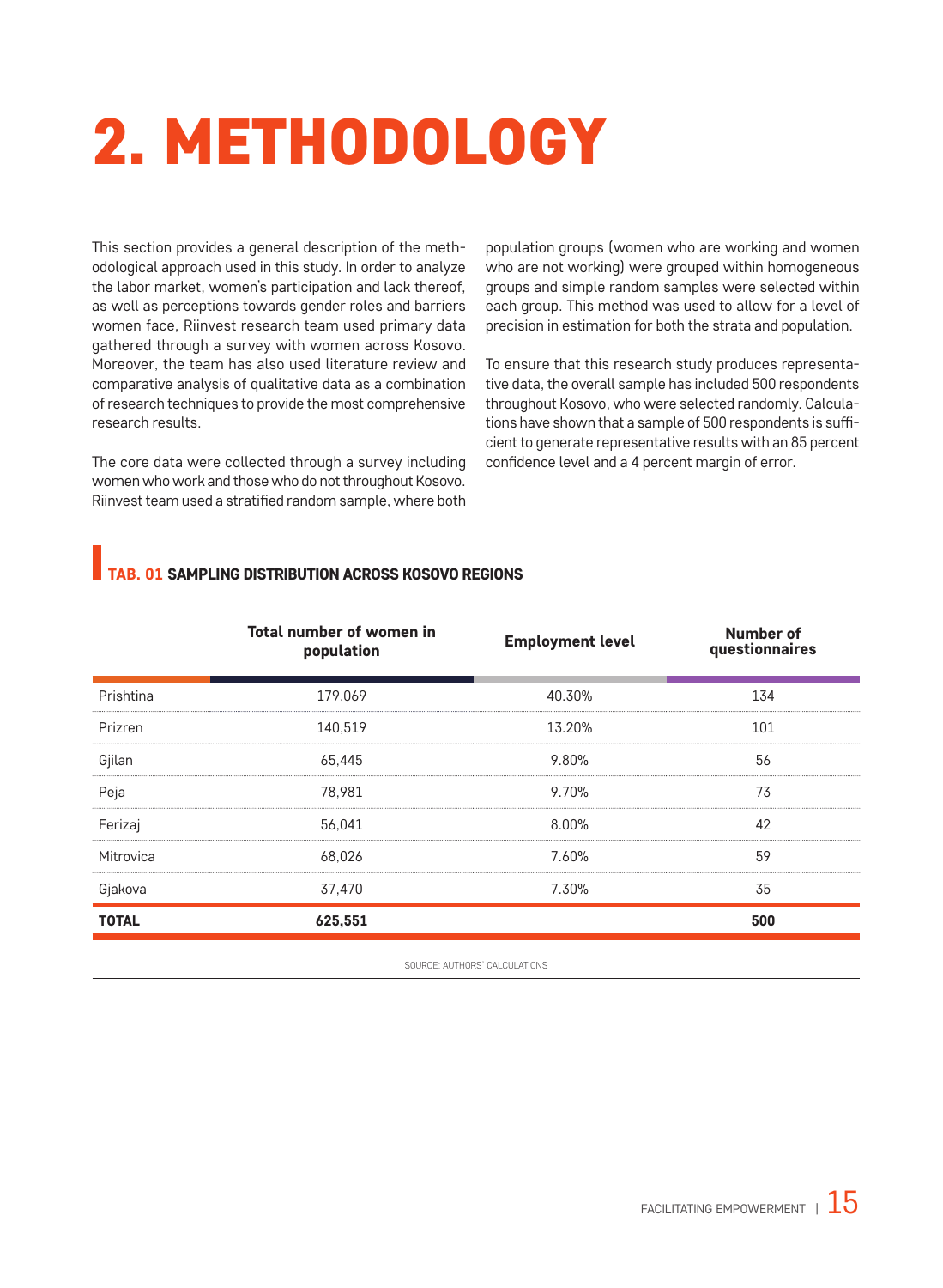# 2. METHODOLOGY

This section provides a general description of the methodological approach used in this study. In order to analyze the labor market, women's participation and lack thereof, as well as perceptions towards gender roles and barriers women face, Riinvest research team used primary data gathered through a survey with women across Kosovo. Moreover, the team has also used literature review and comparative analysis of qualitative data as a combination of research techniques to provide the most comprehensive research results.

The core data were collected through a survey including women who work and those who do not throughout Kosovo. Riinvest team used a stratified random sample, where both population groups (women who are working and women who are not working) were grouped within homogeneous groups and simple random samples were selected within each group. This method was used to allow for a level of precision in estimation for both the strata and population.

To ensure that this research study produces representative data, the overall sample has included 500 respondents throughout Kosovo, who were selected randomly. Calculations have shown that a sample of 500 respondents is sufficient to generate representative results with an 85 percent confidence level and a 4 percent margin of error.

**TAB. 01 SAMPLING DISTRIBUTION ACROSS KOSOVO REGIONS**

| | Total number of women in population | Employment level | Number of questionnaires |
|---|---|---|---|
| Prishtina | 179,069 | 40.30% | 134 |
| Prizren | 140,519 | 13.20% | 101 |
| Gjilan | 65,445 | 9.80% | 56 |
| Peja | 78,981 | 9.70% | 73 |
| Ferizaj | 56,041 | 8.00% | 42 |
| Mitrovica | 68,026 | 7.60% | 59 |
| Gjakova | 37,470 | 7.30% | 35 |
| **TOTAL** | **625,551** | | **500** |

SOURCE: AUTHORS' CALCULATIONS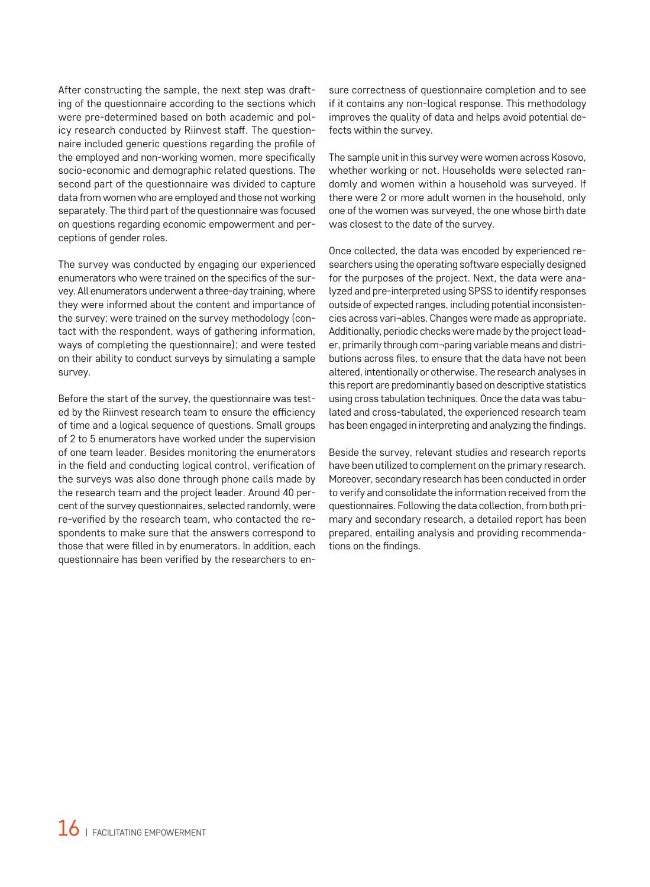After constructing the sample, the next step was drafting of the questionnaire according to the sections which were pre-determined based on both academic and policy research conducted by Riinvest staff. The questionnaire included generic questions regarding the profile of the employed and non-working women, more specifically socio-economic and demographic related questions. The second part of the questionnaire was divided to capture data from women who are employed and those not working separately. The third part of the questionnaire was focused on questions regarding economic empowerment and perceptions of gender roles.

The survey was conducted by engaging our experienced enumerators who were trained on the specifics of the survey. All enumerators underwent a three-day training, where they were informed about the content and importance of the survey; were trained on the survey methodology (contact with the respondent, ways of gathering information, ways of completing the questionnaire); and were tested on their ability to conduct surveys by simulating a sample survey.

Before the start of the survey, the questionnaire was tested by the Riinvest research team to ensure the efficiency of time and a logical sequence of questions. Small groups of 2 to 5 enumerators have worked under the supervision of one team leader. Besides monitoring the enumerators in the field and conducting logical control, verification of the surveys was also done through phone calls made by the research team and the project leader. Around 40 percent of the survey questionnaires, selected randomly, were re-verified by the research team, who contacted the respondents to make sure that the answers correspond to those that were filled in by enumerators. In addition, each questionnaire has been verified by the researchers to ensure correctness of questionnaire completion and to see if it contains any non-logical response. This methodology improves the quality of data and helps avoid potential defects within the survey.

The sample unit in this survey were women across Kosovo, whether working or not. Households were selected randomly and women within a household was surveyed. If there were 2 or more adult women in the household, only one of the women was surveyed, the one whose birth date was closest to the date of the survey.

Once collected, the data was encoded by experienced researchers using the operating software especially designed for the purposes of the project. Next, the data were analyzed and pre-interpreted using SPSS to identify responses outside of expected ranges, including potential inconsistencies across vari¬ables. Changes were made as appropriate. Additionally, periodic checks were made by the project leader, primarily through com¬paring variable means and distributions across files, to ensure that the data have not been altered, intentionally or otherwise. The research analyses in this report are predominantly based on descriptive statistics using cross tabulation techniques. Once the data was tabulated and cross-tabulated, the experienced research team has been engaged in interpreting and analyzing the findings.

Beside the survey, relevant studies and research reports have been utilized to complement on the primary research. Moreover, secondary research has been conducted in order to verify and consolidate the information received from the questionnaires. Following the data collection, from both primary and secondary research, a detailed report has been prepared, entailing analysis and providing recommendations on the findings.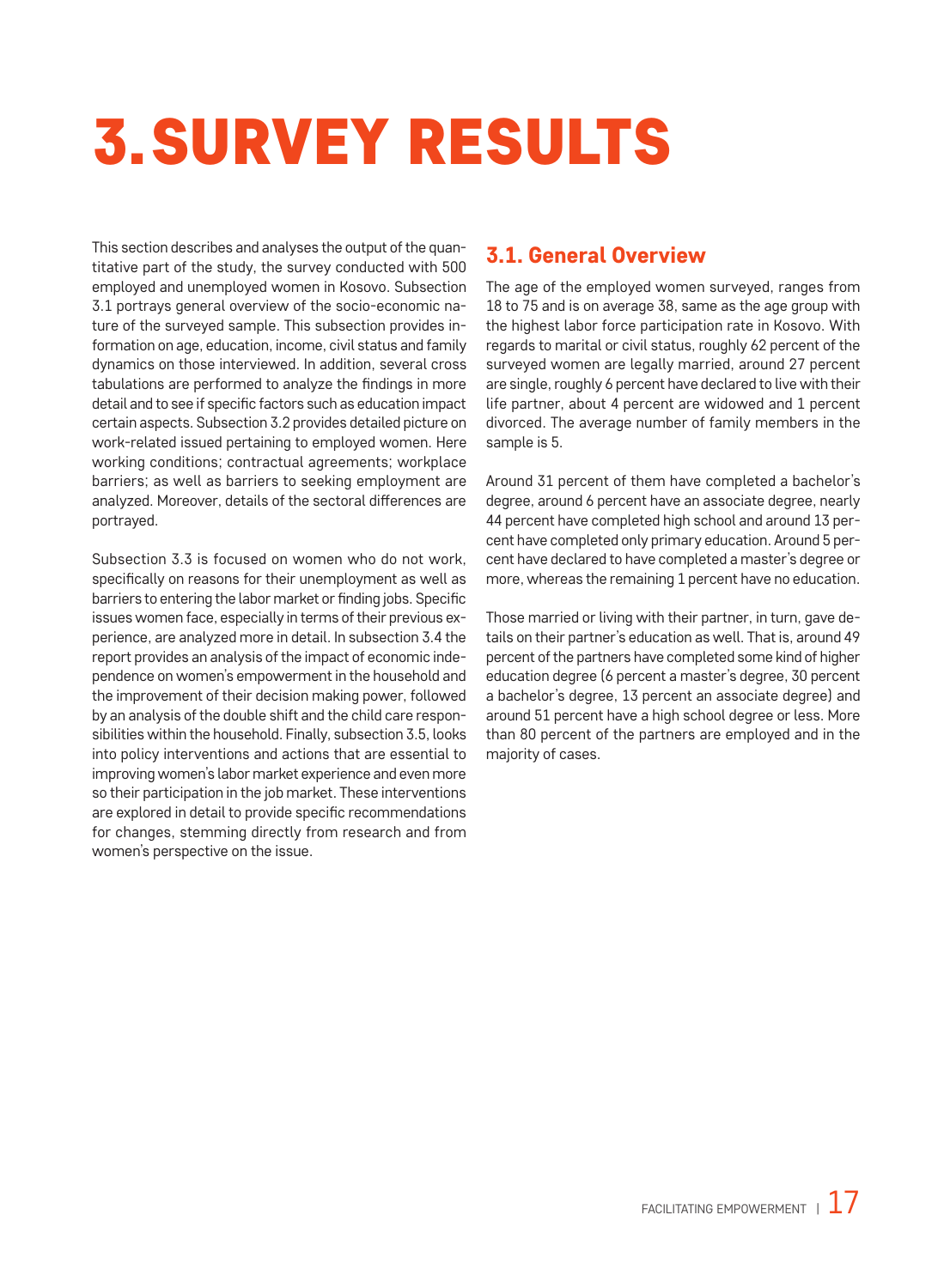# 3. SURVEY RESULTS

This section describes and analyses the output of the quantitative part of the study, the survey conducted with 500 employed and unemployed women in Kosovo. Subsection 3.1 portrays general overview of the socio-economic nature of the surveyed sample. This subsection provides information on age, education, income, civil status and family dynamics on those interviewed. In addition, several cross tabulations are performed to analyze the findings in more detail and to see if specific factors such as education impact certain aspects. Subsection 3.2 provides detailed picture on work-related issued pertaining to employed women. Here working conditions; contractual agreements; workplace barriers; as well as barriers to seeking employment are analyzed. Moreover, details of the sectoral differences are portrayed.

Subsection 3.3 is focused on women who do not work, specifically on reasons for their unemployment as well as barriers to entering the labor market or finding jobs. Specific issues women face, especially in terms of their previous experience, are analyzed more in detail. In subsection 3.4 the report provides an analysis of the impact of economic independence on women's empowerment in the household and the improvement of their decision making power, followed by an analysis of the double shift and the child care responsibilities within the household. Finally, subsection 3.5, looks into policy interventions and actions that are essential to improving women's labor market experience and even more so their participation in the job market. These interventions are explored in detail to provide specific recommendations for changes, stemming directly from research and from women's perspective on the issue.

## 3.1. General Overview

The age of the employed women surveyed, ranges from 18 to 75 and is on average 38, same as the age group with the highest labor force participation rate in Kosovo. With regards to marital or civil status, roughly 62 percent of the surveyed women are legally married, around 27 percent are single, roughly 6 percent have declared to live with their life partner, about 4 percent are widowed and 1 percent divorced. The average number of family members in the sample is 5.

Around 31 percent of them have completed a bachelor's degree, around 6 percent have an associate degree, nearly 44 percent have completed high school and around 13 percent have completed only primary education. Around 5 percent have declared to have completed a master's degree or more, whereas the remaining 1 percent have no education.

Those married or living with their partner, in turn, gave details on their partner's education as well. That is, around 49 percent of the partners have completed some kind of higher education degree (6 percent a master's degree, 30 percent a bachelor's degree, 13 percent an associate degree) and around 51 percent have a high school degree or less. More than 80 percent of the partners are employed and in the majority of cases.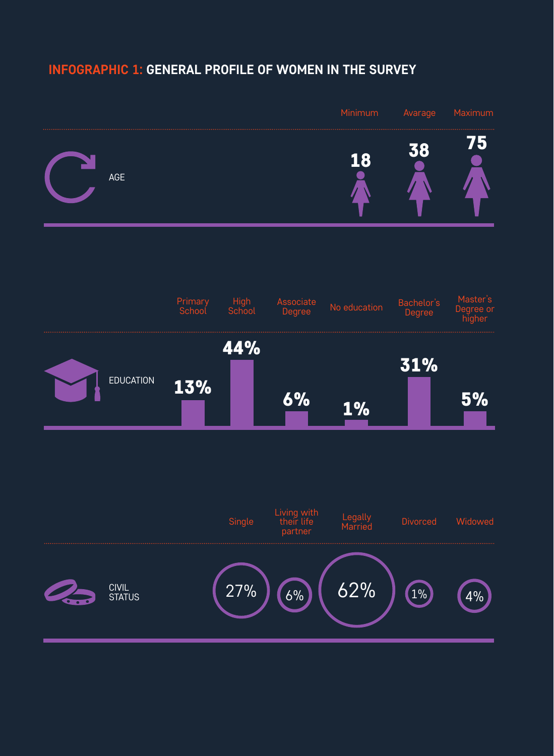## INFOGRAPHIC 1: GENERAL PROFILE OF WOMEN IN THE SURVEY

**AGE**

| Minimum | Avarage | Maximum |
|---|---|---|
| 18 | 38 | 75 |

**EDUCATION**

| Primary School | High School | Associate Degree | No education | Bachelor's Degree | Master's Degree or higher |
|---|---|---|---|---|---|
| 13% | 44% | 6% | 1% | 31% | 5% |

**CIVIL STATUS**

| Single | Living with their life partner | Legally Married | Divorced | Widowed |
|---|---|---|---|---|
| 27% | 6% | 62% | 1% | 4% |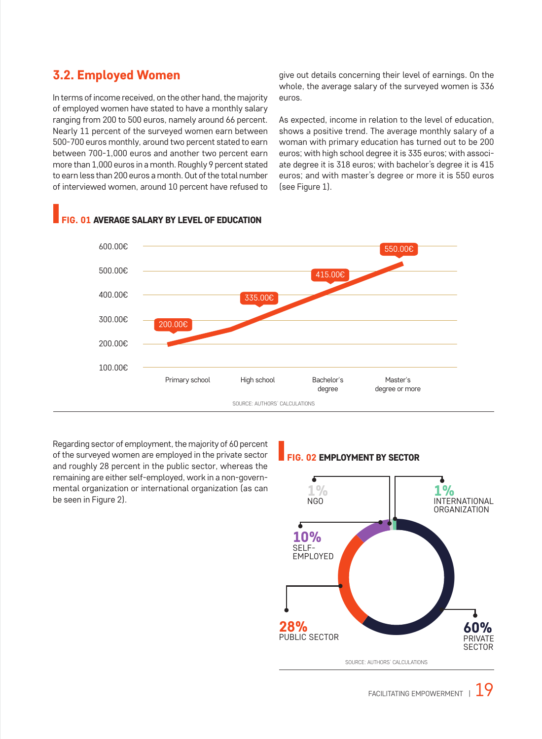## 3.2. Employed Women

In terms of income received, on the other hand, the majority of employed women have stated to have a monthly salary ranging from 200 to 500 euros, namely around 66 percent. Nearly 11 percent of the surveyed women earn between 500-700 euros monthly, around two percent stated to earn between 700-1,000 euros and another two percent earn more than 1,000 euros in a month. Roughly 9 percent stated to earn less than 200 euros a month. Out of the total number of interviewed women, around 10 percent have refused to give out details concerning their level of earnings. On the whole, the average salary of the surveyed women is 336 euros.

As expected, income in relation to the level of education, shows a positive trend. The average monthly salary of a woman with primary education has turned out to be 200 euros; with high school degree it is 335 euros; with associate degree it is 318 euros; with bachelor's degree it is 415 euros; and with master's degree or more it is 550 euros (see Figure 1).

**FIG. 01 AVERAGE SALARY BY LEVEL OF EDUCATION**

| Level of education | Average salary |
|---|---|
| Primary school | 200.00€ |
| High school | 335.00€ |
| Bachelor's degree | 415.00€ |
| Master's degree or more | 550.00€ |

SOURCE: AUTHORS' CALCULATIONS

Regarding sector of employment, the majority of 60 percent of the surveyed women are employed in the private sector and roughly 28 percent in the public sector, whereas the remaining are either self-employed, work in a non-governmental organization or international organization (as can be seen in Figure 2).

**FIG. 02 EMPLOYMENT BY SECTOR**

| Sector | Share |
|---|---|
| NGO | 1% |
| International organization | 1% |
| Self-employed | 10% |
| Public sector | 28% |
| Private sector | 60% |

SOURCE: AUTHORS' CALCULATIONS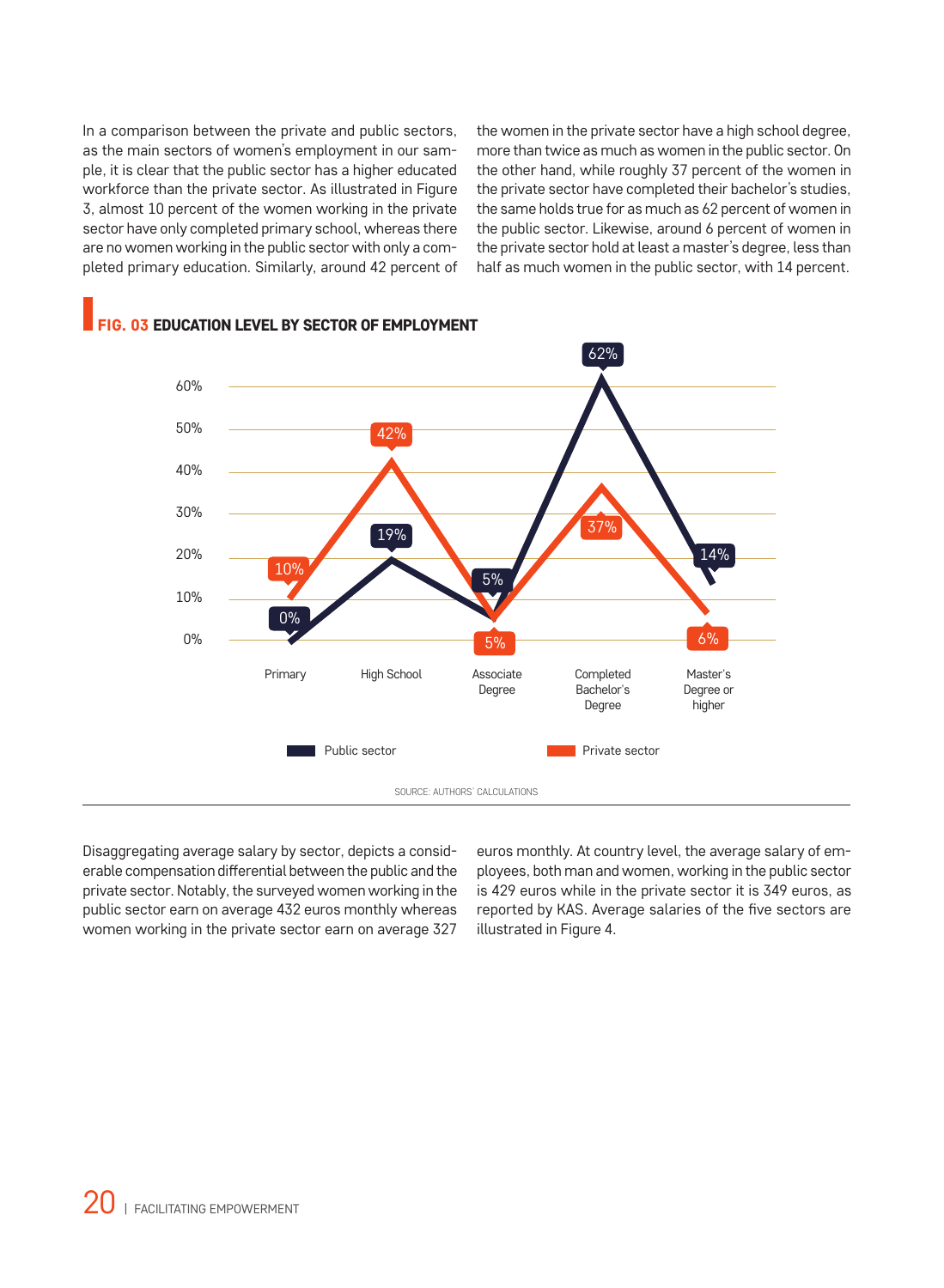In a comparison between the private and public sectors, as the main sectors of women's employment in our sample, it is clear that the public sector has a higher educated workforce than the private sector. As illustrated in Figure 3, almost 10 percent of the women working in the private sector have only completed primary school, whereas there are no women working in the public sector with only a completed primary education. Similarly, around 42 percent of the women in the private sector have a high school degree, more than twice as much as women in the public sector. On the other hand, while roughly 37 percent of the women in the private sector have completed their bachelor's studies, the same holds true for as much as 62 percent of women in the public sector. Likewise, around 6 percent of women in the private sector hold at least a master's degree, less than half as much women in the public sector, with 14 percent.

**FIG. 03 EDUCATION LEVEL BY SECTOR OF EMPLOYMENT**

| | Primary | High School | Associate Degree | Completed Bachelor's Degree | Master's Degree or higher |
|---|---|---|---|---|---|
| Public sector | 0% | 19% | 5% | 62% | 14% |
| Private sector | 10% | 42% | 5% | 37% | 6% |

SOURCE: AUTHORS' CALCULATIONS

Disaggregating average salary by sector, depicts a considerable compensation differential between the public and the private sector. Notably, the surveyed women working in the public sector earn on average 432 euros monthly whereas women working in the private sector earn on average 327 euros monthly. At country level, the average salary of employees, both man and women, working in the public sector is 429 euros while in the private sector it is 349 euros, as reported by KAS. Average salaries of the five sectors are illustrated in Figure 4.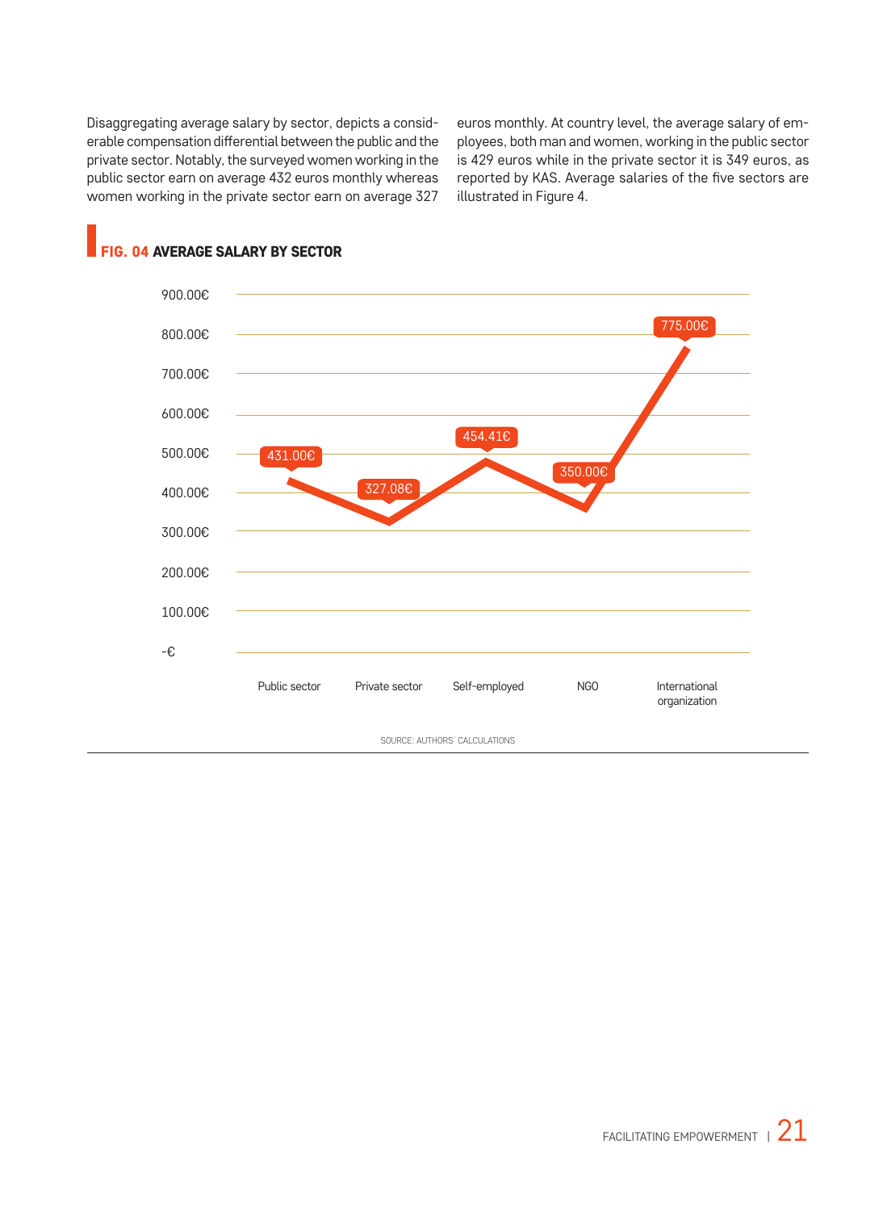Disaggregating average salary by sector, depicts a considerable compensation differential between the public and the private sector. Notably, the surveyed women working in the public sector earn on average 432 euros monthly whereas women working in the private sector earn on average 327 euros monthly. At country level, the average salary of employees, both man and women, working in the public sector is 429 euros while in the private sector it is 349 euros, as reported by KAS. Average salaries of the five sectors are illustrated in Figure 4.

## FIG. 04 AVERAGE SALARY BY SECTOR

| Sector | Average salary |
|---|---|
| Public sector | 431.00€ |
| Private sector | 327.08€ |
| Self-employed | 454.41€ |
| NGO | 350.00€ |
| International organization | 775.00€ |

SOURCE: AUTHORS' CALCULATIONS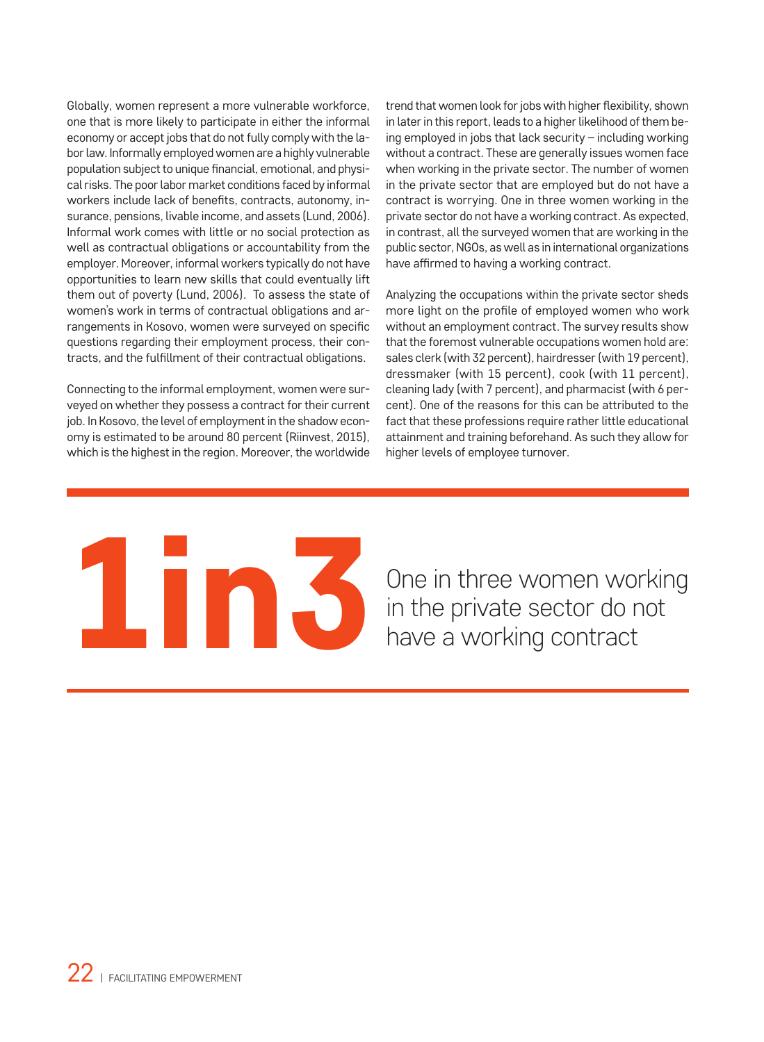Globally, women represent a more vulnerable workforce, one that is more likely to participate in either the informal economy or accept jobs that do not fully comply with the labor law. Informally employed women are a highly vulnerable population subject to unique financial, emotional, and physical risks. The poor labor market conditions faced by informal workers include lack of benefits, contracts, autonomy, insurance, pensions, livable income, and assets (Lund, 2006). Informal work comes with little or no social protection as well as contractual obligations or accountability from the employer. Moreover, informal workers typically do not have opportunities to learn new skills that could eventually lift them out of poverty (Lund, 2006). To assess the state of women's work in terms of contractual obligations and arrangements in Kosovo, women were surveyed on specific questions regarding their employment process, their contracts, and the fulfillment of their contractual obligations.

Connecting to the informal employment, women were surveyed on whether they possess a contract for their current job. In Kosovo, the level of employment in the shadow economy is estimated to be around 80 percent (Riinvest, 2015), which is the highest in the region. Moreover, the worldwide trend that women look for jobs with higher flexibility, shown in later in this report, leads to a higher likelihood of them being employed in jobs that lack security – including working without a contract. These are generally issues women face when working in the private sector. The number of women in the private sector that are employed but do not have a contract is worrying. One in three women working in the private sector do not have a working contract. As expected, in contrast, all the surveyed women that are working in the public sector, NGOs, as well as in international organizations have affirmed to having a working contract.

Analyzing the occupations within the private sector sheds more light on the profile of employed women who work without an employment contract. The survey results show that the foremost vulnerable occupations women hold are: sales clerk (with 32 percent), hairdresser (with 19 percent), dressmaker (with 15 percent), cook (with 11 percent), cleaning lady (with 7 percent), and pharmacist (with 6 percent). One of the reasons for this can be attributed to the fact that these professions require rather little educational attainment and training beforehand. As such they allow for higher levels of employee turnover.

**1in3** One in three women working in the private sector do not have a working contract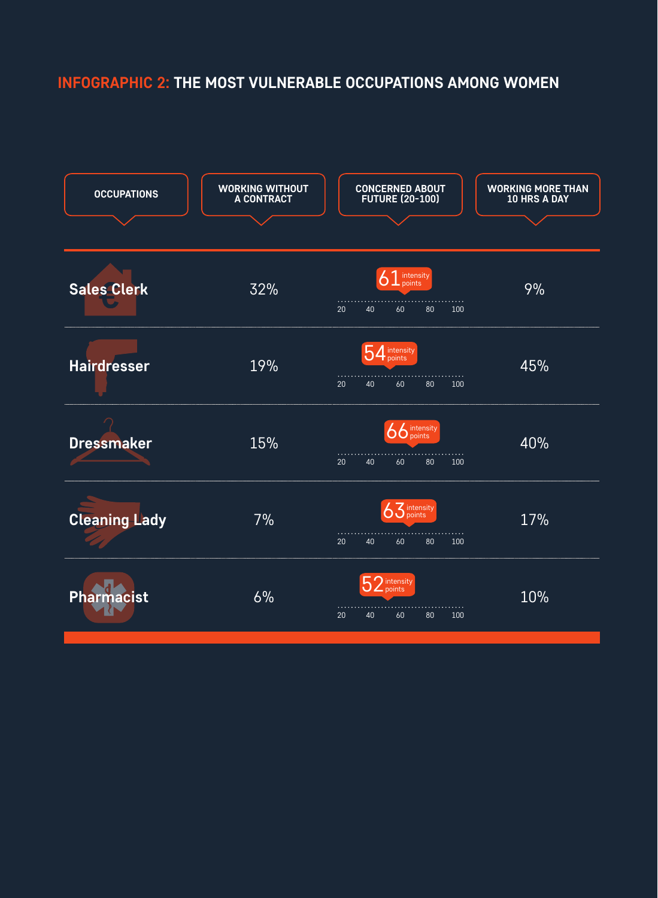## INFOGRAPHIC 2: THE MOST VULNERABLE OCCUPATIONS AMONG WOMEN

| OCCUPATIONS | WORKING WITHOUT A CONTRACT | CONCERNED ABOUT FUTURE (20-100) | WORKING MORE THAN 10 HRS A DAY |
|---|---|---|---|
| Sales Clerk | 32% | 61 intensity points | 9% |
| Hairdresser | 19% | 54 intensity points | 45% |
| Dressmaker | 15% | 66 intensity points | 40% |
| Cleaning Lady | 7% | 63 intensity points | 17% |
| Pharmacist | 6% | 52 intensity points | 10% |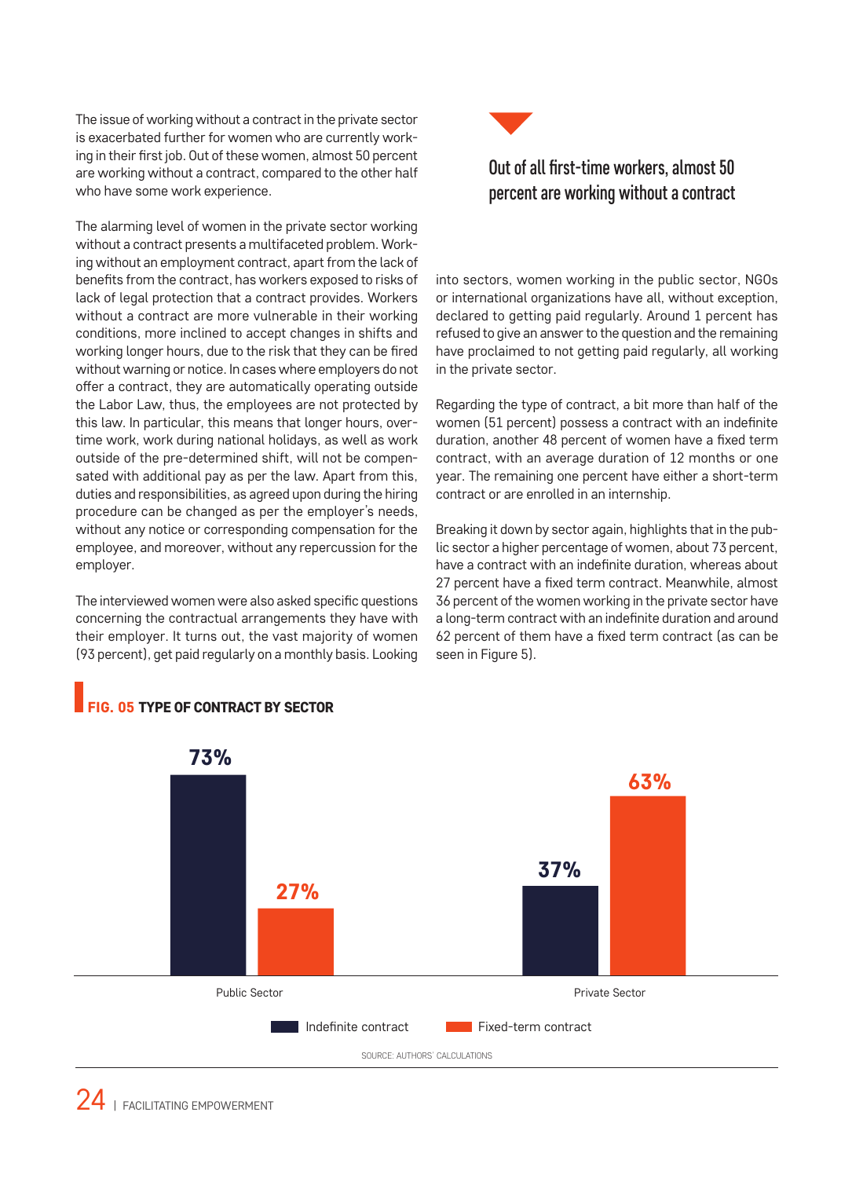The issue of working without a contract in the private sector is exacerbated further for women who are currently working in their first job. Out of these women, almost 50 percent are working without a contract, compared to the other half who have some work experience.

> **Out of all first-time workers, almost 50 percent are working without a contract**

The alarming level of women in the private sector working without a contract presents a multifaceted problem. Working without an employment contract, apart from the lack of benefits from the contract, has workers exposed to risks of lack of legal protection that a contract provides. Workers without a contract are more vulnerable in their working conditions, more inclined to accept changes in shifts and working longer hours, due to the risk that they can be fired without warning or notice. In cases where employers do not offer a contract, they are automatically operating outside the Labor Law, thus, the employees are not protected by this law. In particular, this means that longer hours, overtime work, work during national holidays, as well as work outside of the pre-determined shift, will not be compensated with additional pay as per the law. Apart from this, duties and responsibilities, as agreed upon during the hiring procedure can be changed as per the employer's needs, without any notice or corresponding compensation for the employee, and moreover, without any repercussion for the employer.

The interviewed women were also asked specific questions concerning the contractual arrangements they have with their employer. It turns out, the vast majority of women (93 percent), get paid regularly on a monthly basis. Looking into sectors, women working in the public sector, NGOs or international organizations have all, without exception, declared to getting paid regularly. Around 1 percent has refused to give an answer to the question and the remaining have proclaimed to not getting paid regularly, all working in the private sector.

Regarding the type of contract, a bit more than half of the women (51 percent) possess a contract with an indefinite duration, another 48 percent of women have a fixed term contract, with an average duration of 12 months or one year. The remaining one percent have either a short-term contract or are enrolled in an internship.

Breaking it down by sector again, highlights that in the public sector a higher percentage of women, about 73 percent, have a contract with an indefinite duration, whereas about 27 percent have a fixed term contract. Meanwhile, almost 36 percent of the women working in the private sector have a long-term contract with an indefinite duration and around 62 percent of them have a fixed term contract (as can be seen in Figure 5).

**FIG. 05 TYPE OF CONTRACT BY SECTOR**

| | Indefinite contract | Fixed-term contract |
|---|---|---|
| Public Sector | 73% | 27% |
| Private Sector | 37% | 63% |

SOURCE: AUTHORS' CALCULATIONS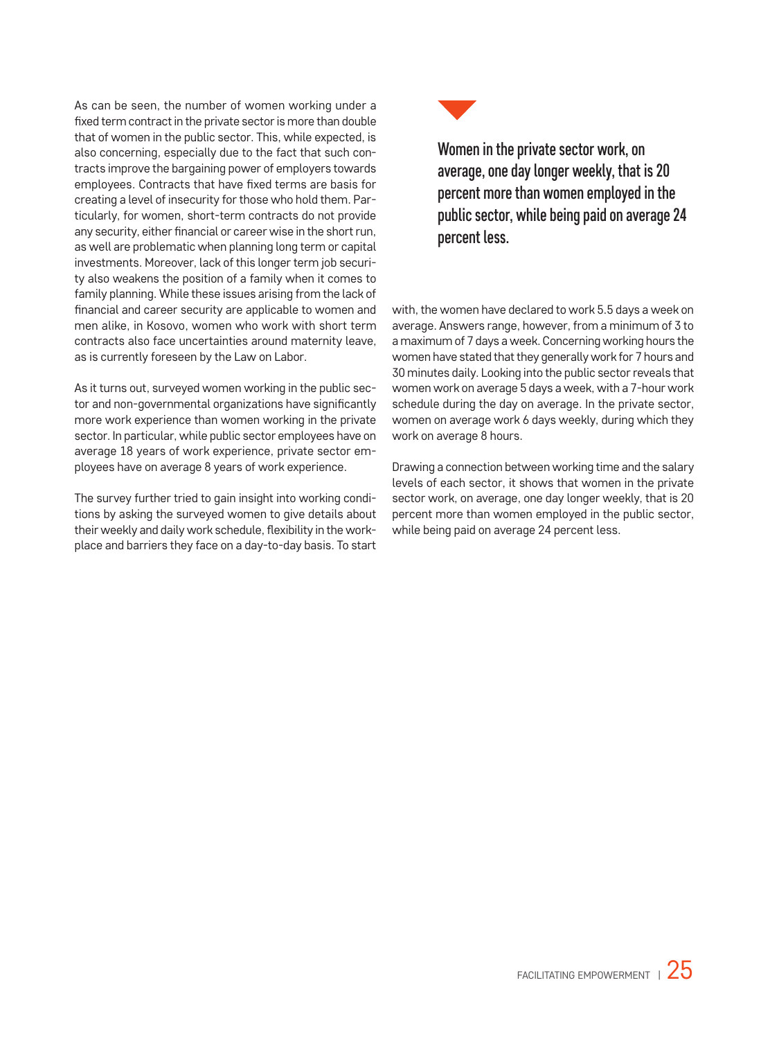As can be seen, the number of women working under a fixed term contract in the private sector is more than double that of women in the public sector. This, while expected, is also concerning, especially due to the fact that such contracts improve the bargaining power of employers towards employees. Contracts that have fixed terms are basis for creating a level of insecurity for those who hold them. Particularly, for women, short-term contracts do not provide any security, either financial or career wise in the short run, as well are problematic when planning long term or capital investments. Moreover, lack of this longer term job security also weakens the position of a family when it comes to family planning. While these issues arising from the lack of financial and career security are applicable to women and men alike, in Kosovo, women who work with short term contracts also face uncertainties around maternity leave, as is currently foreseen by the Law on Labor.

As it turns out, surveyed women working in the public sector and non-governmental organizations have significantly more work experience than women working in the private sector. In particular, while public sector employees have on average 18 years of work experience, private sector employees have on average 8 years of work experience.

The survey further tried to gain insight into working conditions by asking the surveyed women to give details about their weekly and daily work schedule, flexibility in the workplace and barriers they face on a day-to-day basis. To start with, the women have declared to work 5.5 days a week on average. Answers range, however, from a minimum of 3 to a maximum of 7 days a week. Concerning working hours the women have stated that they generally work for 7 hours and 30 minutes daily. Looking into the public sector reveals that women work on average 5 days a week, with a 7-hour work schedule during the day on average. In the private sector, women on average work 6 days weekly, during which they work on average 8 hours.

Drawing a connection between working time and the salary levels of each sector, it shows that women in the private sector work, on average, one day longer weekly, that is 20 percent more than women employed in the public sector, while being paid on average 24 percent less.

**Women in the private sector work, on average, one day longer weekly, that is 20 percent more than women employed in the public sector, while being paid on average 24 percent less.**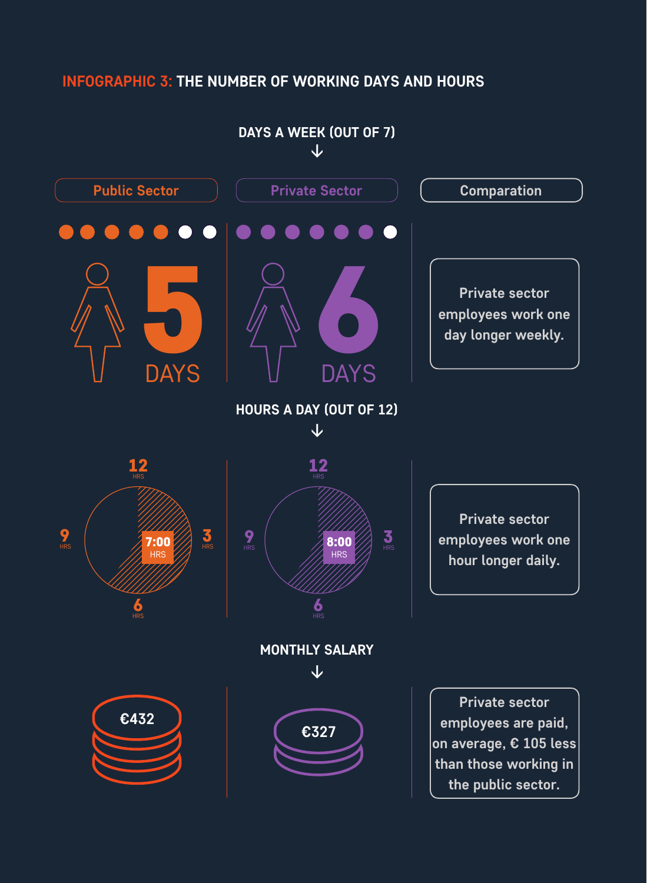## INFOGRAPHIC 3: THE NUMBER OF WORKING DAYS AND HOURS

### DAYS A WEEK (OUT OF 7)

| Public Sector | Private Sector | Comparation |
|---|---|---|
| 5 DAYS | 6 DAYS | Private sector employees work one day longer weekly. |

### HOURS A DAY (OUT OF 12)

| Public Sector | Private Sector | Comparation |
|---|---|---|
| 7:00 HRS | 8:00 HRS | Private sector employees work one hour longer daily. |

### MONTHLY SALARY

| Public Sector | Private Sector | Comparation |
|---|---|---|
| €432 | €327 | Private sector employees are paid, on average, € 105 less than those working in the public sector. |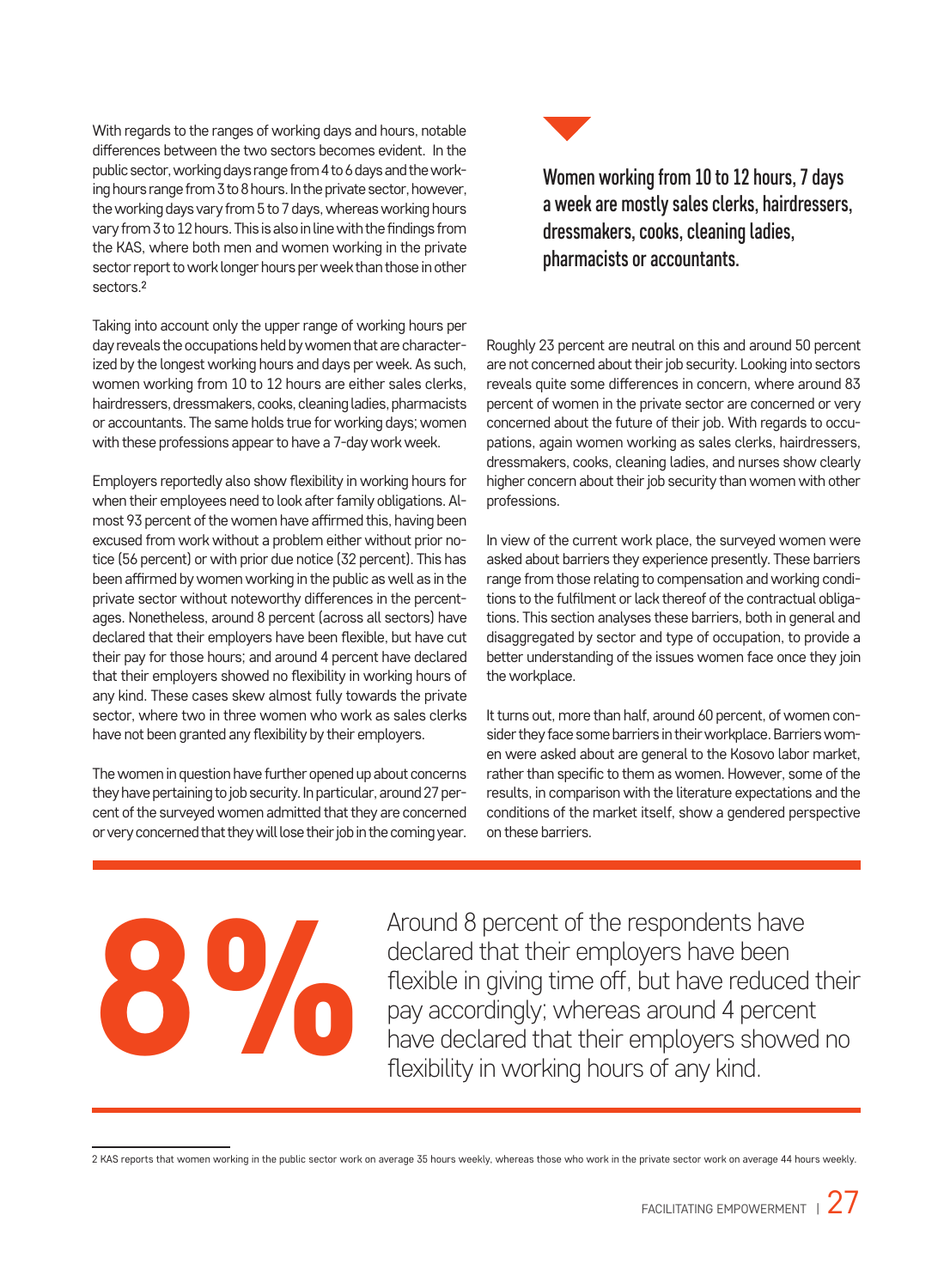With regards to the ranges of working days and hours, notable differences between the two sectors becomes evident. In the public sector, working days range from 4 to 6 days and the working hours range from 3 to 8 hours. In the private sector, however, the working days vary from 5 to 7 days, whereas working hours vary from 3 to 12 hours. This is also in line with the findings from the KAS, where both men and women working in the private sector report to work longer hours per week than those in other sectors.[2]

Taking into account only the upper range of working hours per day reveals the occupations held by women that are characterized by the longest working hours and days per week. As such, women working from 10 to 12 hours are either sales clerks, hairdressers, dressmakers, cooks, cleaning ladies, pharmacists or accountants. The same holds true for working days; women with these professions appear to have a 7-day work week.

Employers reportedly also show flexibility in working hours for when their employees need to look after family obligations. Almost 93 percent of the women have affirmed this, having been excused from work without a problem either without prior notice (56 percent) or with prior due notice (32 percent). This has been affirmed by women working in the public as well as in the private sector without noteworthy differences in the percentages. Nonetheless, around 8 percent (across all sectors) have declared that their employers have been flexible, but have cut their pay for those hours; and around 4 percent have declared that their employers showed no flexibility in working hours of any kind. These cases skew almost fully towards the private sector, where two in three women who work as sales clerks have not been granted any flexibility by their employers.

The women in question have further opened up about concerns they have pertaining to job security. In particular, around 27 percent of the surveyed women admitted that they are concerned or very concerned that they will lose their job in the coming year.

**Women working from 10 to 12 hours, 7 days a week are mostly sales clerks, hairdressers, dressmakers, cooks, cleaning ladies, pharmacists or accountants.**

Roughly 23 percent are neutral on this and around 50 percent are not concerned about their job security. Looking into sectors reveals quite some differences in concern, where around 83 percent of women in the private sector are concerned or very concerned about the future of their job. With regards to occupations, again women working as sales clerks, hairdressers, dressmakers, cooks, cleaning ladies, and nurses show clearly higher concern about their job security than women with other professions.

In view of the current work place, the surveyed women were asked about barriers they experience presently. These barriers range from those relating to compensation and working conditions to the fulfilment or lack thereof of the contractual obligations. This section analyses these barriers, both in general and disaggregated by sector and type of occupation, to provide a better understanding of the issues women face once they join the workplace.

It turns out, more than half, around 60 percent, of women consider they face some barriers in their workplace. Barriers women were asked about are general to the Kosovo labor market, rather than specific to them as women. However, some of the results, in comparison with the literature expectations and the conditions of the market itself, show a gendered perspective on these barriers.

---

**8%**

Around 8 percent of the respondents have declared that their employers have been flexible in giving time off, but have reduced their pay accordingly; whereas around 4 percent have declared that their employers showed no flexibility in working hours of any kind.

---

2 KAS reports that women working in the public sector work on average 35 hours weekly, whereas those who work in the private sector work on average 44 hours weekly.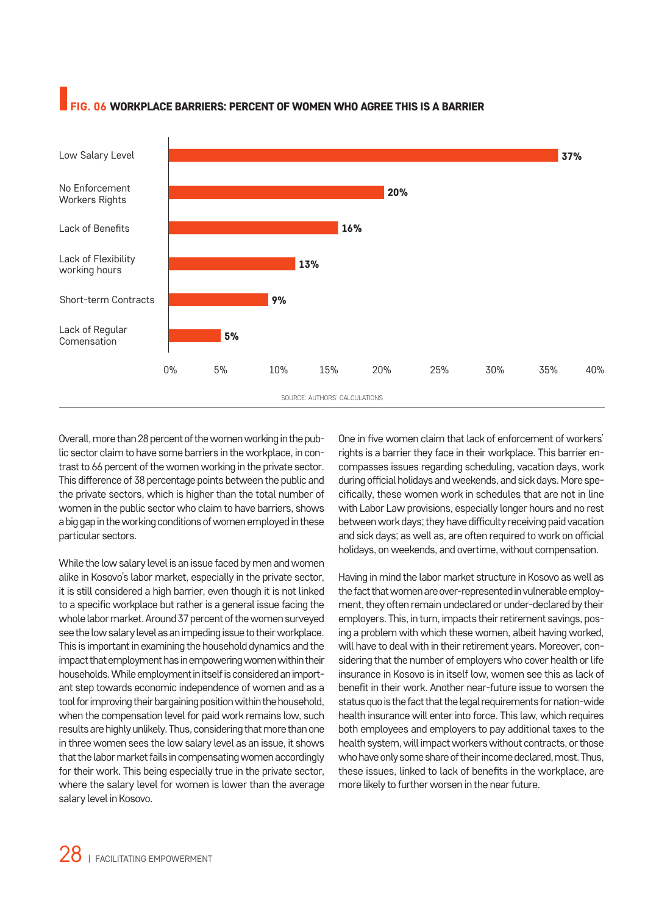**FIG. 06 WORKPLACE BARRIERS: PERCENT OF WOMEN WHO AGREE THIS IS A BARRIER**

| Barrier | Percent |
|---|---|
| Low Salary Level | 37% |
| No Enforcement Workers Rights | 20% |
| Lack of Benefits | 16% |
| Lack of Flexibility working hours | 13% |
| Short-term Contracts | 9% |
| Lack of Regular Comensation | 5% |

SOURCE: AUTHORS' CALCULATIONS

Overall, more than 28 percent of the women working in the public sector claim to have some barriers in the workplace, in contrast to 66 percent of the women working in the private sector. This difference of 38 percentage points between the public and the private sectors, which is higher than the total number of women in the public sector who claim to have barriers, shows a big gap in the working conditions of women employed in these particular sectors.

While the low salary level is an issue faced by men and women alike in Kosovo's labor market, especially in the private sector, it is still considered a high barrier, even though it is not linked to a specific workplace but rather is a general issue facing the whole labor market. Around 37 percent of the women surveyed see the low salary level as an impeding issue to their workplace. This is important in examining the household dynamics and the impact that employment has in empowering women within their households. While employment in itself is considered an important step towards economic independence of women and as a tool for improving their bargaining position within the household, when the compensation level for paid work remains low, such results are highly unlikely. Thus, considering that more than one in three women sees the low salary level as an issue, it shows that the labor market fails in compensating women accordingly for their work. This being especially true in the private sector, where the salary level for women is lower than the average salary level in Kosovo.

One in five women claim that lack of enforcement of workers' rights is a barrier they face in their workplace. This barrier encompasses issues regarding scheduling, vacation days, work during official holidays and weekends, and sick days. More specifically, these women work in schedules that are not in line with Labor Law provisions, especially longer hours and no rest between work days; they have difficulty receiving paid vacation and sick days; as well as, are often required to work on official holidays, on weekends, and overtime, without compensation.

Having in mind the labor market structure in Kosovo as well as the fact that women are over-represented in vulnerable employment, they often remain undeclared or under-declared by their employers. This, in turn, impacts their retirement savings, posing a problem with which these women, albeit having worked, will have to deal with in their retirement years. Moreover, considering that the number of employers who cover health or life insurance in Kosovo is in itself low, women see this as lack of benefit in their work. Another near-future issue to worsen the status quo is the fact that the legal requirements for nation-wide health insurance will enter into force. This law, which requires both employees and employers to pay additional taxes to the health system, will impact workers without contracts, or those who have only some share of their income declared, most. Thus, these issues, linked to lack of benefits in the workplace, are more likely to further worsen in the near future.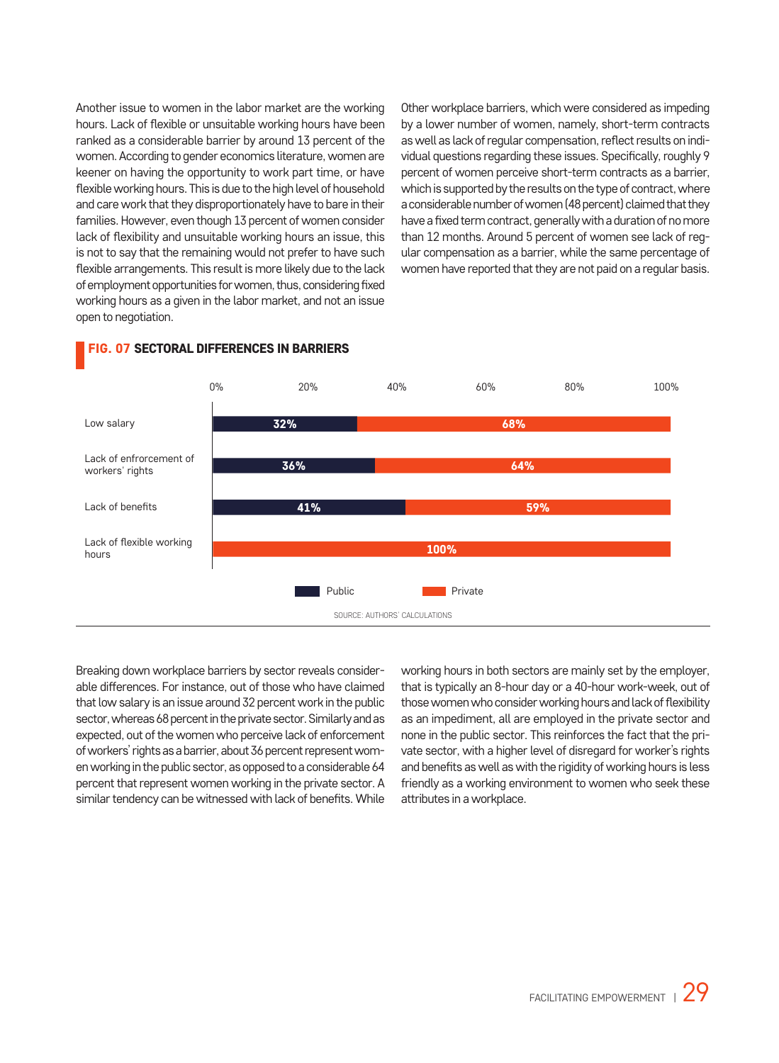Another issue to women in the labor market are the working hours. Lack of flexible or unsuitable working hours have been ranked as a considerable barrier by around 13 percent of the women. According to gender economics literature, women are keener on having the opportunity to work part time, or have flexible working hours. This is due to the high level of household and care work that they disproportionately have to bare in their families. However, even though 13 percent of women consider lack of flexibility and unsuitable working hours an issue, this is not to say that the remaining would not prefer to have such flexible arrangements. This result is more likely due to the lack of employment opportunities for women, thus, considering fixed working hours as a given in the labor market, and not an issue open to negotiation.

Other workplace barriers, which were considered as impeding by a lower number of women, namely, short-term contracts as well as lack of regular compensation, reflect results on individual questions regarding these issues. Specifically, roughly 9 percent of women perceive short-term contracts as a barrier, which is supported by the results on the type of contract, where a considerable number of women (48 percent) claimed that they have a fixed term contract, generally with a duration of no more than 12 months. Around 5 percent of women see lack of regular compensation as a barrier, while the same percentage of women have reported that they are not paid on a regular basis.

**FIG. 07 SECTORAL DIFFERENCES IN BARRIERS**

| Barrier | Public | Private |
|---|---|---|
| Low salary | 32% | 68% |
| Lack of enfrorcement of workers' rights | 36% | 64% |
| Lack of benefits | 41% | 59% |
| Lack of flexible working hours | | 100% |

SOURCE: AUTHORS' CALCULATIONS

Breaking down workplace barriers by sector reveals considerable differences. For instance, out of those who have claimed that low salary is an issue around 32 percent work in the public sector, whereas 68 percent in the private sector. Similarly and as expected, out of the women who perceive lack of enforcement of workers' rights as a barrier, about 36 percent represent women working in the public sector, as opposed to a considerable 64 percent that represent women working in the private sector. A similar tendency can be witnessed with lack of benefits. While working hours in both sectors are mainly set by the employer, that is typically an 8-hour day or a 40-hour work-week, out of those women who consider working hours and lack of flexibility as an impediment, all are employed in the private sector and none in the public sector. This reinforces the fact that the private sector, with a higher level of disregard for worker's rights and benefits as well as with the rigidity of working hours is less friendly as a working environment to women who seek these attributes in a workplace.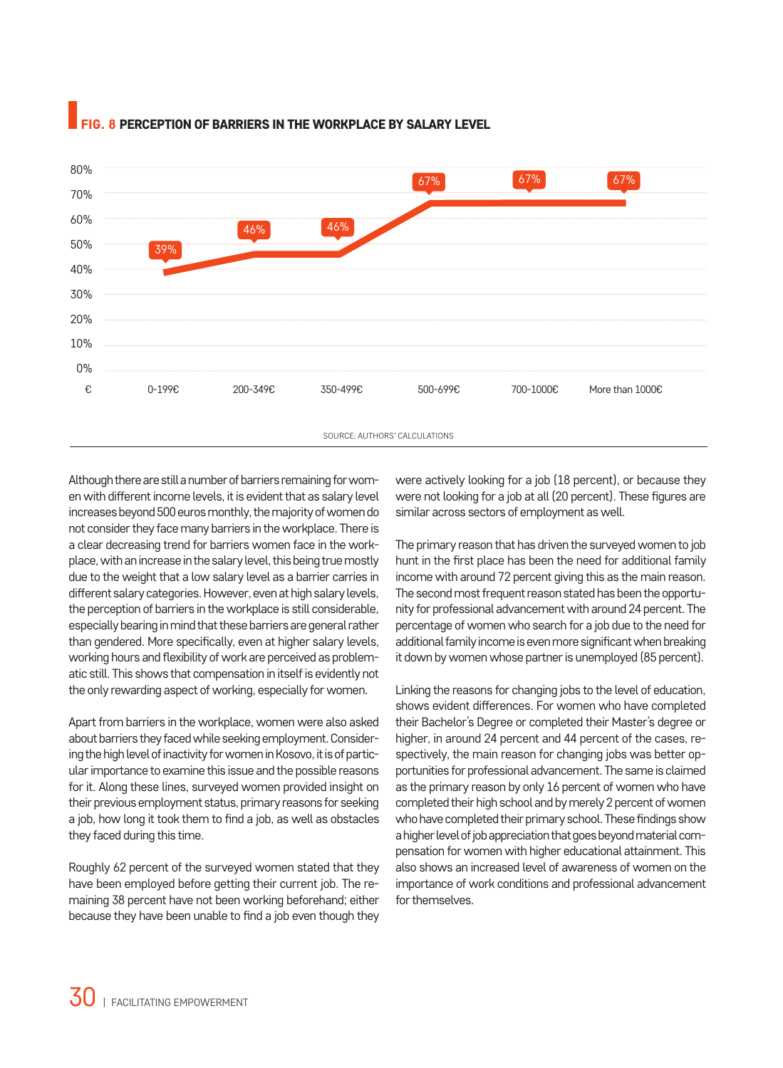**FIG. 8 PERCEPTION OF BARRIERS IN THE WORKPLACE BY SALARY LEVEL**

| € | 0-199€ | 200-349€ | 350-499€ | 500-699€ | 700-1000€ | More than 1000€ |
|---|---|---|---|---|---|---|
| | 39% | 46% | 46% | 67% | 67% | 67% |

SOURCE: AUTHORS' CALCULATIONS

Although there are still a number of barriers remaining for women with different income levels, it is evident that as salary level increases beyond 500 euros monthly, the majority of women do not consider they face many barriers in the workplace. There is a clear decreasing trend for barriers women face in the workplace, with an increase in the salary level, this being true mostly due to the weight that a low salary level as a barrier carries in different salary categories. However, even at high salary levels, the perception of barriers in the workplace is still considerable, especially bearing in mind that these barriers are general rather than gendered. More specifically, even at higher salary levels, working hours and flexibility of work are perceived as problematic still. This shows that compensation in itself is evidently not the only rewarding aspect of working, especially for women.

Apart from barriers in the workplace, women were also asked about barriers they faced while seeking employment. Considering the high level of inactivity for women in Kosovo, it is of particular importance to examine this issue and the possible reasons for it. Along these lines, surveyed women provided insight on their previous employment status, primary reasons for seeking a job, how long it took them to find a job, as well as obstacles they faced during this time.

Roughly 62 percent of the surveyed women stated that they have been employed before getting their current job. The remaining 38 percent have not been working beforehand; either because they have been unable to find a job even though they were actively looking for a job (18 percent), or because they were not looking for a job at all (20 percent). These figures are similar across sectors of employment as well.

The primary reason that has driven the surveyed women to job hunt in the first place has been the need for additional family income with around 72 percent giving this as the main reason. The second most frequent reason stated has been the opportunity for professional advancement with around 24 percent. The percentage of women who search for a job due to the need for additional family income is even more significant when breaking it down by women whose partner is unemployed (85 percent).

Linking the reasons for changing jobs to the level of education, shows evident differences. For women who have completed their Bachelor's Degree or completed their Master's degree or higher, in around 24 percent and 44 percent of the cases, respectively, the main reason for changing jobs was better opportunities for professional advancement. The same is claimed as the primary reason by only 16 percent of women who have completed their high school and by merely 2 percent of women who have completed their primary school. These findings show a higher level of job appreciation that goes beyond material compensation for women with higher educational attainment. This also shows an increased level of awareness of women on the importance of work conditions and professional advancement for themselves.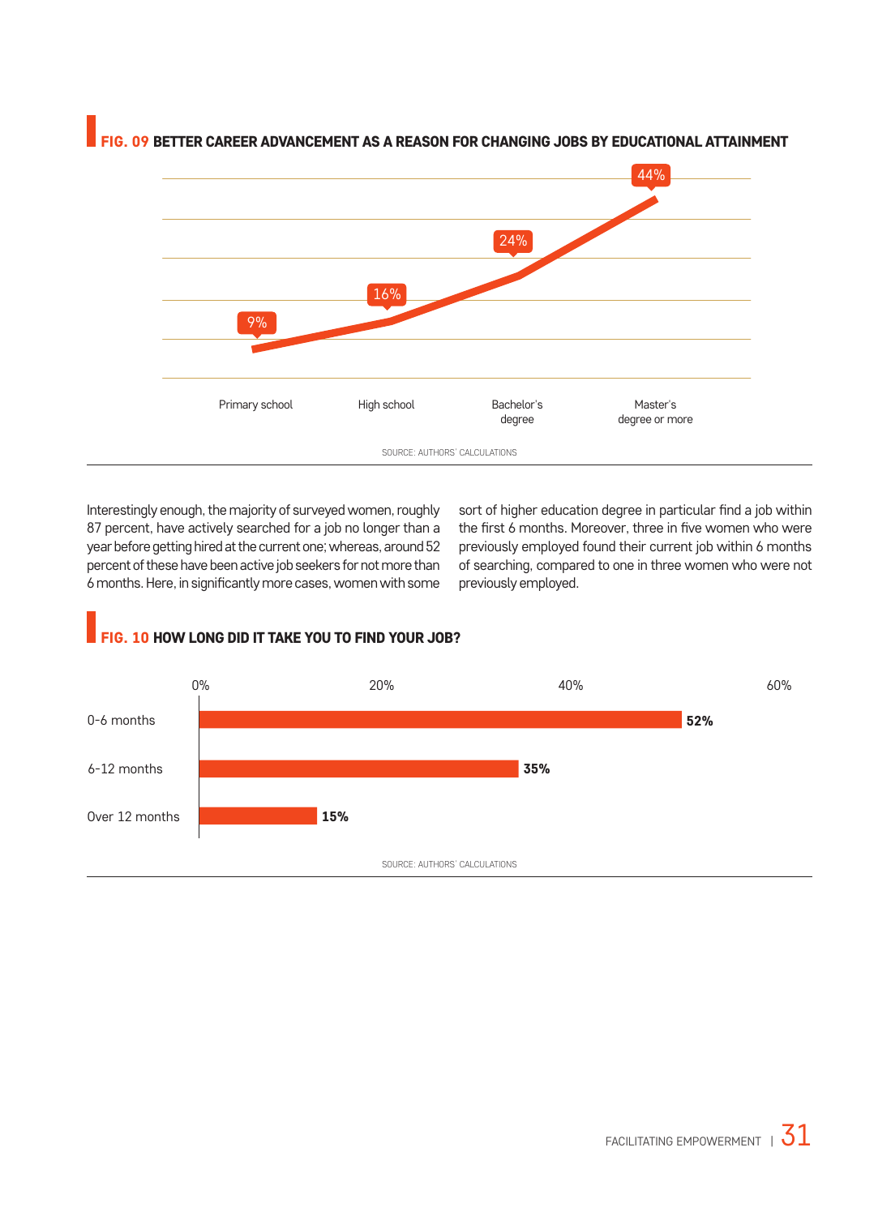**FIG. 09 BETTER CAREER ADVANCEMENT AS A REASON FOR CHANGING JOBS BY EDUCATIONAL ATTAINMENT**

| Educational attainment | % |
|---|---|
| Primary school | 9% |
| High school | 16% |
| Bachelor's degree | 24% |
| Master's degree or more | 44% |

SOURCE: AUTHORS' CALCULATIONS

Interestingly enough, the majority of surveyed women, roughly 87 percent, have actively searched for a job no longer than a year before getting hired at the current one; whereas, around 52 percent of these have been active job seekers for not more than 6 months. Here, in significantly more cases, women with some sort of higher education degree in particular find a job within the first 6 months. Moreover, three in five women who were previously employed found their current job within 6 months of searching, compared to one in three women who were not previously employed.

**FIG. 10 HOW LONG DID IT TAKE YOU TO FIND YOUR JOB?**

| Duration | % |
|---|---|
| 0-6 months | 52% |
| 6-12 months | 35% |
| Over 12 months | 15% |

SOURCE: AUTHORS' CALCULATIONS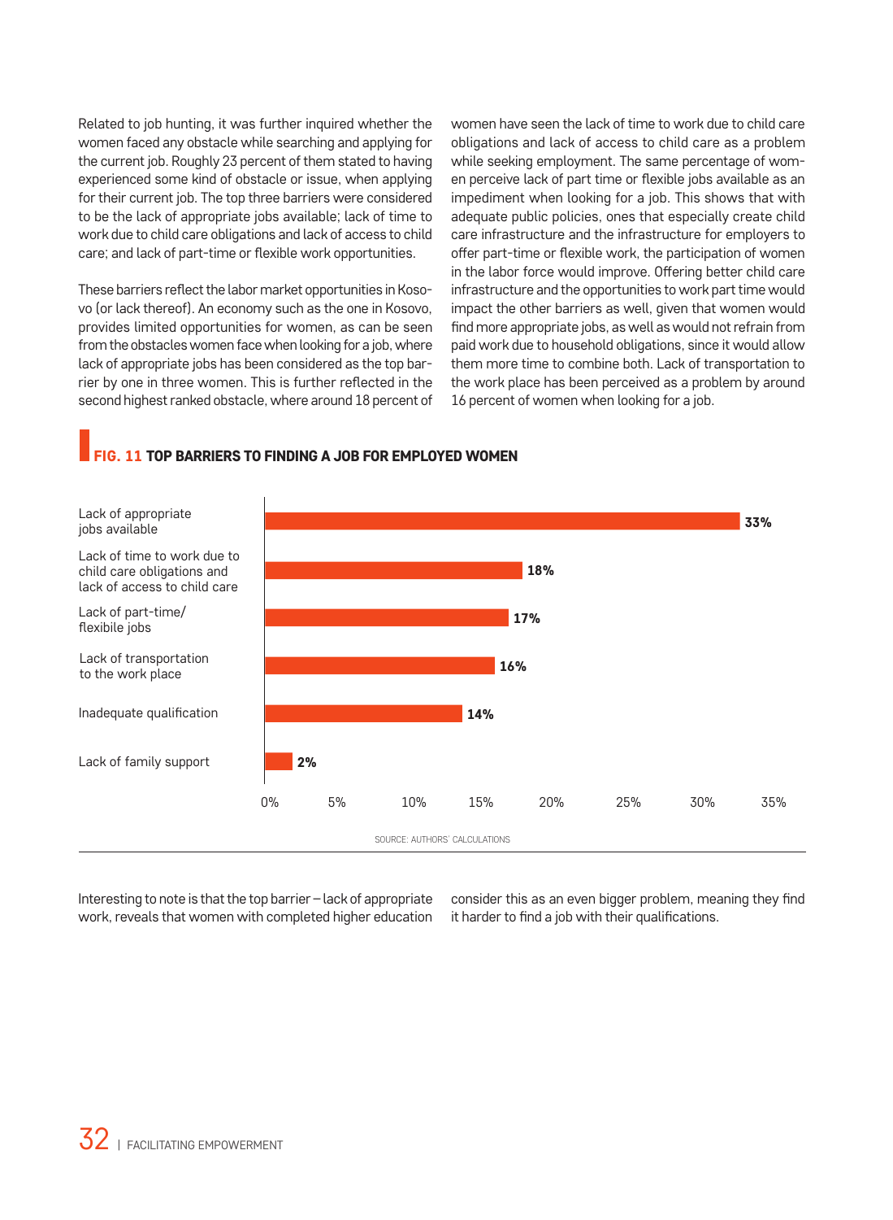Related to job hunting, it was further inquired whether the women faced any obstacle while searching and applying for the current job. Roughly 23 percent of them stated to having experienced some kind of obstacle or issue, when applying for their current job. The top three barriers were considered to be the lack of appropriate jobs available; lack of time to work due to child care obligations and lack of access to child care; and lack of part-time or flexible work opportunities.

These barriers reflect the labor market opportunities in Kosovo (or lack thereof). An economy such as the one in Kosovo, provides limited opportunities for women, as can be seen from the obstacles women face when looking for a job, where lack of appropriate jobs has been considered as the top barrier by one in three women. This is further reflected in the second highest ranked obstacle, where around 18 percent of women have seen the lack of time to work due to child care obligations and lack of access to child care as a problem while seeking employment. The same percentage of women perceive lack of part time or flexible jobs available as an impediment when looking for a job. This shows that with adequate public policies, ones that especially create child care infrastructure and the infrastructure for employers to offer part-time or flexible work, the participation of women in the labor force would improve. Offering better child care infrastructure and the opportunities to work part time would impact the other barriers as well, given that women would find more appropriate jobs, as well as would not refrain from paid work due to household obligations, since it would allow them more time to combine both. Lack of transportation to the work place has been perceived as a problem by around 16 percent of women when looking for a job.

**FIG. 11 TOP BARRIERS TO FINDING A JOB FOR EMPLOYED WOMEN**

| Barrier | Percentage |
| --- | --- |
| Lack of appropriate jobs available | 33% |
| Lack of time to work due to child care obligations and lack of access to child care | 18% |
| Lack of part-time/ flexibile jobs | 17% |
| Lack of transportation to the work place | 16% |
| Inadequate qualification | 14% |
| Lack of family support | 2% |

SOURCE: AUTHORS' CALCULATIONS

Interesting to note is that the top barrier – lack of appropriate work, reveals that women with completed higher education consider this as an even bigger problem, meaning they find it harder to find a job with their qualifications.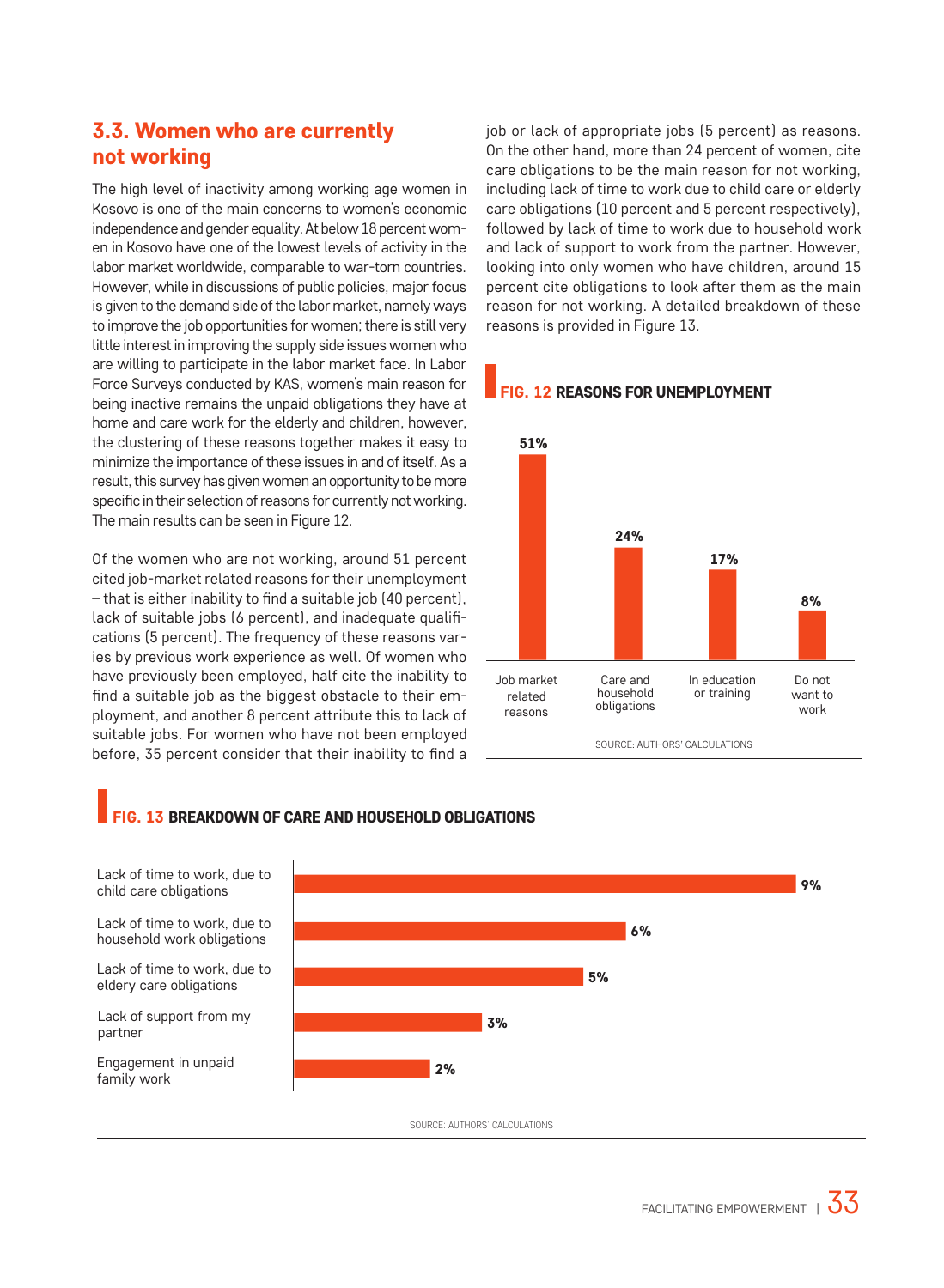## 3.3. Women who are currently not working

The high level of inactivity among working age women in Kosovo is one of the main concerns to women's economic independence and gender equality. At below 18 percent women in Kosovo have one of the lowest levels of activity in the labor market worldwide, comparable to war-torn countries. However, while in discussions of public policies, major focus is given to the demand side of the labor market, namely ways to improve the job opportunities for women; there is still very little interest in improving the supply side issues women who are willing to participate in the labor market face. In Labor Force Surveys conducted by KAS, women's main reason for being inactive remains the unpaid obligations they have at home and care work for the elderly and children, however, the clustering of these reasons together makes it easy to minimize the importance of these issues in and of itself. As a result, this survey has given women an opportunity to be more specific in their selection of reasons for currently not working. The main results can be seen in Figure 12.

Of the women who are not working, around 51 percent cited job-market related reasons for their unemployment – that is either inability to find a suitable job (40 percent), lack of suitable jobs (6 percent), and inadequate qualifications (5 percent). The frequency of these reasons varies by previous work experience as well. Of women who have previously been employed, half cite the inability to find a suitable job as the biggest obstacle to their employment, and another 8 percent attribute this to lack of suitable jobs. For women who have not been employed before, 35 percent consider that their inability to find a job or lack of appropriate jobs (5 percent) as reasons. On the other hand, more than 24 percent of women, cite care obligations to be the main reason for not working, including lack of time to work due to child care or elderly care obligations (10 percent and 5 percent respectively), followed by lack of time to work due to household work and lack of support to work from the partner. However, looking into only women who have children, around 15 percent cite obligations to look after them as the main reason for not working. A detailed breakdown of these reasons is provided in Figure 13.

**FIG. 12 REASONS FOR UNEMPLOYMENT**

| Reason | Percent |
|---|---|
| Job market related reasons | 51% |
| Care and household obligations | 24% |
| In education or training | 17% |
| Do not want to work | 8% |

SOURCE: AUTHORS' CALCULATIONS

**FIG. 13 BREAKDOWN OF CARE AND HOUSEHOLD OBLIGATIONS**

| Reason | Percent |
|---|---|
| Lack of time to work, due to child care obligations | 9% |
| Lack of time to work, due to household work obligations | 6% |
| Lack of time to work, due to eldery care obligations | 5% |
| Lack of support from my partner | 3% |
| Engagement in unpaid family work | 2% |

SOURCE: AUTHORS' CALCULATIONS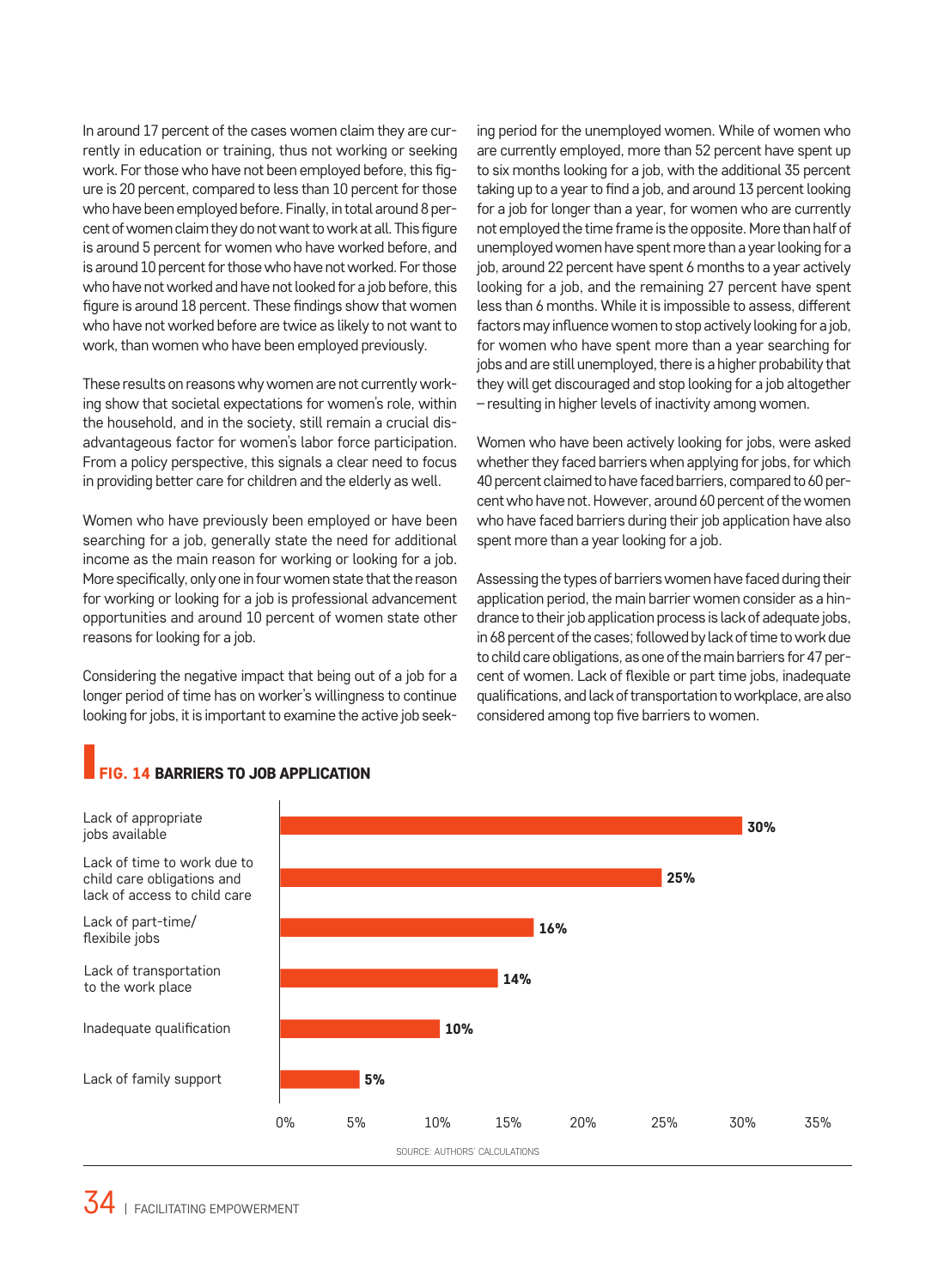In around 17 percent of the cases women claim they are currently in education or training, thus not working or seeking work. For those who have not been employed before, this figure is 20 percent, compared to less than 10 percent for those who have been employed before. Finally, in total around 8 percent of women claim they do not want to work at all. This figure is around 5 percent for women who have worked before, and is around 10 percent for those who have not worked. For those who have not worked and have not looked for a job before, this figure is around 18 percent. These findings show that women who have not worked before are twice as likely to not want to work, than women who have been employed previously.

These results on reasons why women are not currently working show that societal expectations for women's role, within the household, and in the society, still remain a crucial disadvantageous factor for women's labor force participation. From a policy perspective, this signals a clear need to focus in providing better care for children and the elderly as well.

Women who have previously been employed or have been searching for a job, generally state the need for additional income as the main reason for working or looking for a job. More specifically, only one in four women state that the reason for working or looking for a job is professional advancement opportunities and around 10 percent of women state other reasons for looking for a job.

Considering the negative impact that being out of a job for a longer period of time has on worker's willingness to continue looking for jobs, it is important to examine the active job seeking period for the unemployed women. While of women who are currently employed, more than 52 percent have spent up to six months looking for a job, with the additional 35 percent taking up to a year to find a job, and around 13 percent looking for a job for longer than a year, for women who are currently not employed the time frame is the opposite. More than half of unemployed women have spent more than a year looking for a job, around 22 percent have spent 6 months to a year actively looking for a job, and the remaining 27 percent have spent less than 6 months. While it is impossible to assess, different factors may influence women to stop actively looking for a job, for women who have spent more than a year searching for jobs and are still unemployed, there is a higher probability that they will get discouraged and stop looking for a job altogether – resulting in higher levels of inactivity among women.

Women who have been actively looking for jobs, were asked whether they faced barriers when applying for jobs, for which 40 percent claimed to have faced barriers, compared to 60 percent who have not. However, around 60 percent of the women who have faced barriers during their job application have also spent more than a year looking for a job.

Assessing the types of barriers women have faced during their application period, the main barrier women consider as a hindrance to their job application process is lack of adequate jobs, in 68 percent of the cases; followed by lack of time to work due to child care obligations, as one of the main barriers for 47 percent of women. Lack of flexible or part time jobs, inadequate qualifications, and lack of transportation to workplace, are also considered among top five barriers to women.

**FIG. 14 BARRIERS TO JOB APPLICATION**

| Barrier | Share |
|---|---|
| Lack of appropriate jobs available | 30% |
| Lack of time to work due to child care obligations and lack of access to child care | 25% |
| Lack of part-time/ flexible jobs | 16% |
| Lack of transportation to the work place | 14% |
| Inadequate qualification | 10% |
| Lack of family support | 5% |

SOURCE: AUTHORS' CALCULATIONS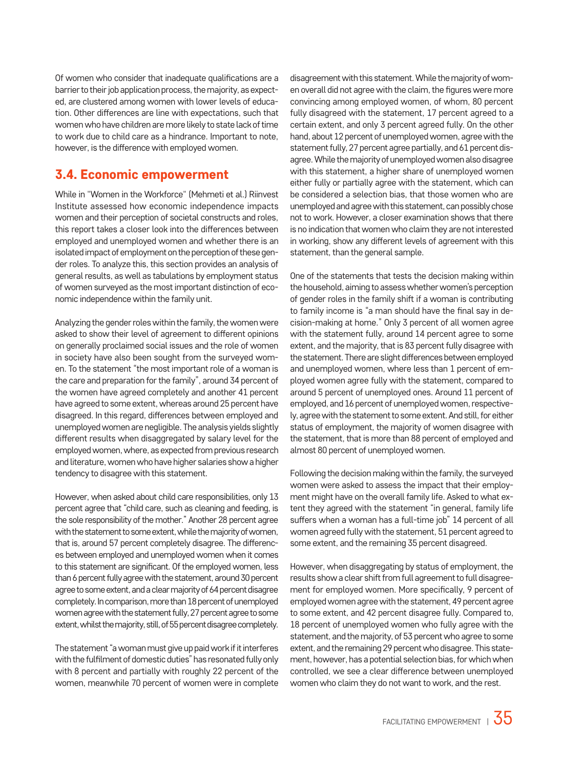Of women who consider that inadequate qualifications are a barrier to their job application process, the majority, as expected, are clustered among women with lower levels of education. Other differences are line with expectations, such that women who have children are more likely to state lack of time to work due to child care as a hindrance. Important to note, however, is the difference with employed women.

## 3.4. Economic empowerment

While in "Women in the Workforce" (Mehmeti et al.) Riinvest Institute assessed how economic independence impacts women and their perception of societal constructs and roles, this report takes a closer look into the differences between employed and unemployed women and whether there is an isolated impact of employment on the perception of these gender roles. To analyze this, this section provides an analysis of general results, as well as tabulations by employment status of women surveyed as the most important distinction of economic independence within the family unit.

Analyzing the gender roles within the family, the women were asked to show their level of agreement to different opinions on generally proclaimed social issues and the role of women in society have also been sought from the surveyed women. To the statement "the most important role of a woman is the care and preparation for the family", around 34 percent of the women have agreed completely and another 41 percent have agreed to some extent, whereas around 25 percent have disagreed. In this regard, differences between employed and unemployed women are negligible. The analysis yields slightly different results when disaggregated by salary level for the employed women, where, as expected from previous research and literature, women who have higher salaries show a higher tendency to disagree with this statement.

However, when asked about child care responsibilities, only 13 percent agree that "child care, such as cleaning and feeding, is the sole responsibility of the mother." Another 28 percent agree with the statement to some extent, while the majority of women, that is, around 57 percent completely disagree. The differences between employed and unemployed women when it comes to this statement are significant. Of the employed women, less than 6 percent fully agree with the statement, around 30 percent agree to some extent, and a clear majority of 64 percent disagree completely. In comparison, more than 18 percent of unemployed women agree with the statement fully, 27 percent agree to some extent, whilst the majority, still, of 55 percent disagree completely.

The statement "a woman must give up paid work if it interferes with the fulfilment of domestic duties" has resonated fully only with 8 percent and partially with roughly 22 percent of the women, meanwhile 70 percent of women were in complete disagreement with this statement. While the majority of women overall did not agree with the claim, the figures were more convincing among employed women, of whom, 80 percent fully disagreed with the statement, 17 percent agreed to a certain extent, and only 3 percent agreed fully. On the other hand, about 12 percent of unemployed women, agree with the statement fully, 27 percent agree partially, and 61 percent disagree. While the majority of unemployed women also disagree with this statement, a higher share of unemployed women either fully or partially agree with the statement, which can be considered a selection bias, that those women who are unemployed and agree with this statement, can possibly chose not to work. However, a closer examination shows that there is no indication that women who claim they are not interested in working, show any different levels of agreement with this statement, than the general sample.

One of the statements that tests the decision making within the household, aiming to assess whether women's perception of gender roles in the family shift if a woman is contributing to family income is "a man should have the final say in decision-making at home." Only 3 percent of all women agree with the statement fully, around 14 percent agree to some extent, and the majority, that is 83 percent fully disagree with the statement. There are slight differences between employed and unemployed women, where less than 1 percent of employed women agree fully with the statement, compared to around 5 percent of unemployed ones. Around 11 percent of employed, and 16 percent of unemployed women, respectively, agree with the statement to some extent. And still, for either status of employment, the majority of women disagree with the statement, that is more than 88 percent of employed and almost 80 percent of unemployed women.

Following the decision making within the family, the surveyed women were asked to assess the impact that their employment might have on the overall family life. Asked to what extent they agreed with the statement "in general, family life suffers when a woman has a full-time job" 14 percent of all women agreed fully with the statement, 51 percent agreed to some extent, and the remaining 35 percent disagreed.

However, when disaggregating by status of employment, the results show a clear shift from full agreement to full disagreement for employed women. More specifically, 9 percent of employed women agree with the statement, 49 percent agree to some extent, and 42 percent disagree fully. Compared to, 18 percent of unemployed women who fully agree with the statement, and the majority, of 53 percent who agree to some extent, and the remaining 29 percent who disagree. This statement, however, has a potential selection bias, for which when controlled, we see a clear difference between unemployed women who claim they do not want to work, and the rest.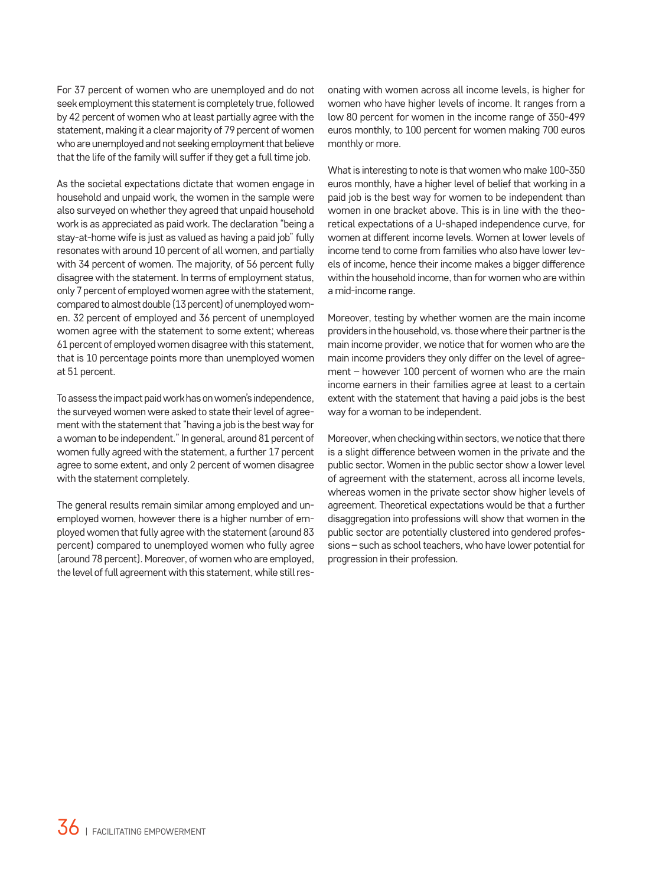For 37 percent of women who are unemployed and do not seek employment this statement is completely true, followed by 42 percent of women who at least partially agree with the statement, making it a clear majority of 79 percent of women who are unemployed and not seeking employment that believe that the life of the family will suffer if they get a full time job.

As the societal expectations dictate that women engage in household and unpaid work, the women in the sample were also surveyed on whether they agreed that unpaid household work is as appreciated as paid work. The declaration "being a stay-at-home wife is just as valued as having a paid job" fully resonates with around 10 percent of all women, and partially with 34 percent of women. The majority, of 56 percent fully disagree with the statement. In terms of employment status, only 7 percent of employed women agree with the statement, compared to almost double (13 percent) of unemployed women. 32 percent of employed and 36 percent of unemployed women agree with the statement to some extent; whereas 61 percent of employed women disagree with this statement, that is 10 percentage points more than unemployed women at 51 percent.

To assess the impact paid work has on women's independence, the surveyed women were asked to state their level of agreement with the statement that "having a job is the best way for a woman to be independent." In general, around 81 percent of women fully agreed with the statement, a further 17 percent agree to some extent, and only 2 percent of women disagree with the statement completely.

The general results remain similar among employed and unemployed women, however there is a higher number of employed women that fully agree with the statement (around 83 percent) compared to unemployed women who fully agree (around 78 percent). Moreover, of women who are employed, the level of full agreement with this statement, while still resonating with women across all income levels, is higher for women who have higher levels of income. It ranges from a low 80 percent for women in the income range of 350-499 euros monthly, to 100 percent for women making 700 euros monthly or more.

What is interesting to note is that women who make 100-350 euros monthly, have a higher level of belief that working in a paid job is the best way for women to be independent than women in one bracket above. This is in line with the theoretical expectations of a U-shaped independence curve, for women at different income levels. Women at lower levels of income tend to come from families who also have lower levels of income, hence their income makes a bigger difference within the household income, than for women who are within a mid-income range.

Moreover, testing by whether women are the main income providers in the household, vs. those where their partner is the main income provider, we notice that for women who are the main income providers they only differ on the level of agreement – however 100 percent of women who are the main income earners in their families agree at least to a certain extent with the statement that having a paid jobs is the best way for a woman to be independent.

Moreover, when checking within sectors, we notice that there is a slight difference between women in the private and the public sector. Women in the public sector show a lower level of agreement with the statement, across all income levels, whereas women in the private sector show higher levels of agreement. Theoretical expectations would be that a further disaggregation into professions will show that women in the public sector are potentially clustered into gendered professions – such as school teachers, who have lower potential for progression in their profession.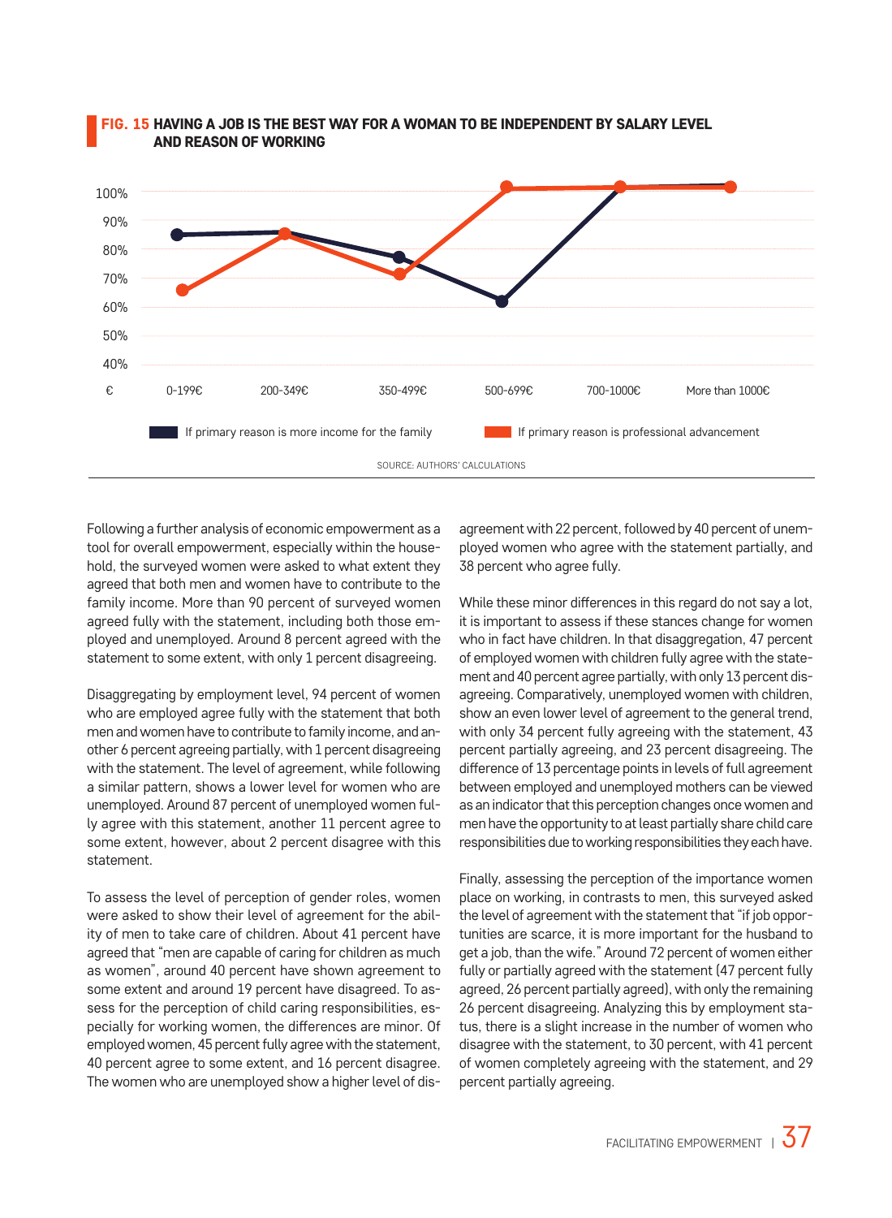**FIG. 15 HAVING A JOB IS THE BEST WAY FOR A WOMAN TO BE INDEPENDENT BY SALARY LEVEL AND REASON OF WORKING**

SOURCE: AUTHORS' CALCULATIONS

Following a further analysis of economic empowerment as a tool for overall empowerment, especially within the household, the surveyed women were asked to what extent they agreed that both men and women have to contribute to the family income. More than 90 percent of surveyed women agreed fully with the statement, including both those employed and unemployed. Around 8 percent agreed with the statement to some extent, with only 1 percent disagreeing.

Disaggregating by employment level, 94 percent of women who are employed agree fully with the statement that both men and women have to contribute to family income, and another 6 percent agreeing partially, with 1 percent disagreeing with the statement. The level of agreement, while following a similar pattern, shows a lower level for women who are unemployed. Around 87 percent of unemployed women fully agree with this statement, another 11 percent agree to some extent, however, about 2 percent disagree with this statement.

To assess the level of perception of gender roles, women were asked to show their level of agreement for the ability of men to take care of children. About 41 percent have agreed that "men are capable of caring for children as much as women", around 40 percent have shown agreement to some extent and around 19 percent have disagreed. To assess for the perception of child caring responsibilities, especially for working women, the differences are minor. Of employed women, 45 percent fully agree with the statement, 40 percent agree to some extent, and 16 percent disagree. The women who are unemployed show a higher level of disagreement with 22 percent, followed by 40 percent of unemployed women who agree with the statement partially, and 38 percent who agree fully.

While these minor differences in this regard do not say a lot, it is important to assess if these stances change for women who in fact have children. In that disaggregation, 47 percent of employed women with children fully agree with the statement and 40 percent agree partially, with only 13 percent disagreeing. Comparatively, unemployed women with children, show an even lower level of agreement to the general trend, with only 34 percent fully agreeing with the statement, 43 percent partially agreeing, and 23 percent disagreeing. The difference of 13 percentage points in levels of full agreement between employed and unemployed mothers can be viewed as an indicator that this perception changes once women and men have the opportunity to at least partially share child care responsibilities due to working responsibilities they each have.

Finally, assessing the perception of the importance women place on working, in contrasts to men, this surveyed asked the level of agreement with the statement that "if job opportunities are scarce, it is more important for the husband to get a job, than the wife." Around 72 percent of women either fully or partially agreed with the statement (47 percent fully agreed, 26 percent partially agreed), with only the remaining 26 percent disagreeing. Analyzing this by employment status, there is a slight increase in the number of women who disagree with the statement, to 30 percent, with 41 percent of women completely agreeing with the statement, and 29 percent partially agreeing.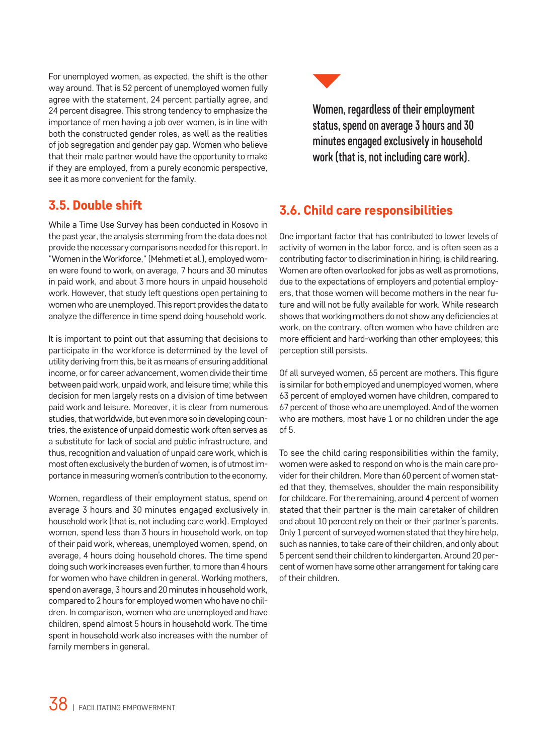For unemployed women, as expected, the shift is the other way around. That is 52 percent of unemployed women fully agree with the statement, 24 percent partially agree, and 24 percent disagree. This strong tendency to emphasize the importance of men having a job over women, is in line with both the constructed gender roles, as well as the realities of job segregation and gender pay gap. Women who believe that their male partner would have the opportunity to make if they are employed, from a purely economic perspective, see it as more convenient for the family.

## 3.5. Double shift

While a Time Use Survey has been conducted in Kosovo in the past year, the analysis stemming from the data does not provide the necessary comparisons needed for this report. In "Women in the Workforce," (Mehmeti et al.), employed women were found to work, on average, 7 hours and 30 minutes in paid work, and about 3 more hours in unpaid household work. However, that study left questions open pertaining to women who are unemployed. This report provides the data to analyze the difference in time spend doing household work.

It is important to point out that assuming that decisions to participate in the workforce is determined by the level of utility deriving from this, be it as means of ensuring additional income, or for career advancement, women divide their time between paid work, unpaid work, and leisure time; while this decision for men largely rests on a division of time between paid work and leisure. Moreover, it is clear from numerous studies, that worldwide, but even more so in developing countries, the existence of unpaid domestic work often serves as a substitute for lack of social and public infrastructure, and thus, recognition and valuation of unpaid care work, which is most often exclusively the burden of women, is of utmost importance in measuring women's contribution to the economy.

Women, regardless of their employment status, spend on average 3 hours and 30 minutes engaged exclusively in household work (that is, not including care work). Employed women, spend less than 3 hours in household work, on top of their paid work, whereas, unemployed women, spend, on average, 4 hours doing household chores. The time spend doing such work increases even further, to more than 4 hours for women who have children in general. Working mothers, spend on average, 3 hours and 20 minutes in household work, compared to 2 hours for employed women who have no children. In comparison, women who are unemployed and have children, spend almost 5 hours in household work. The time spent in household work also increases with the number of family members in general.

**Women, regardless of their employment status, spend on average 3 hours and 30 minutes engaged exclusively in household work (that is, not including care work).**

## 3.6. Child care responsibilities

One important factor that has contributed to lower levels of activity of women in the labor force, and is often seen as a contributing factor to discrimination in hiring, is child rearing. Women are often overlooked for jobs as well as promotions, due to the expectations of employers and potential employers, that those women will become mothers in the near future and will not be fully available for work. While research shows that working mothers do not show any deficiencies at work, on the contrary, often women who have children are more efficient and hard-working than other employees; this perception still persists.

Of all surveyed women, 65 percent are mothers. This figure is similar for both employed and unemployed women, where 63 percent of employed women have children, compared to 67 percent of those who are unemployed. And of the women who are mothers, most have 1 or no children under the age of 5.

To see the child caring responsibilities within the family, women were asked to respond on who is the main care provider for their children. More than 60 percent of women stated that they, themselves, shoulder the main responsibility for childcare. For the remaining, around 4 percent of women stated that their partner is the main caretaker of children and about 10 percent rely on their or their partner's parents. Only 1 percent of surveyed women stated that they hire help, such as nannies, to take care of their children, and only about 5 percent send their children to kindergarten. Around 20 percent of women have some other arrangement for taking care of their children.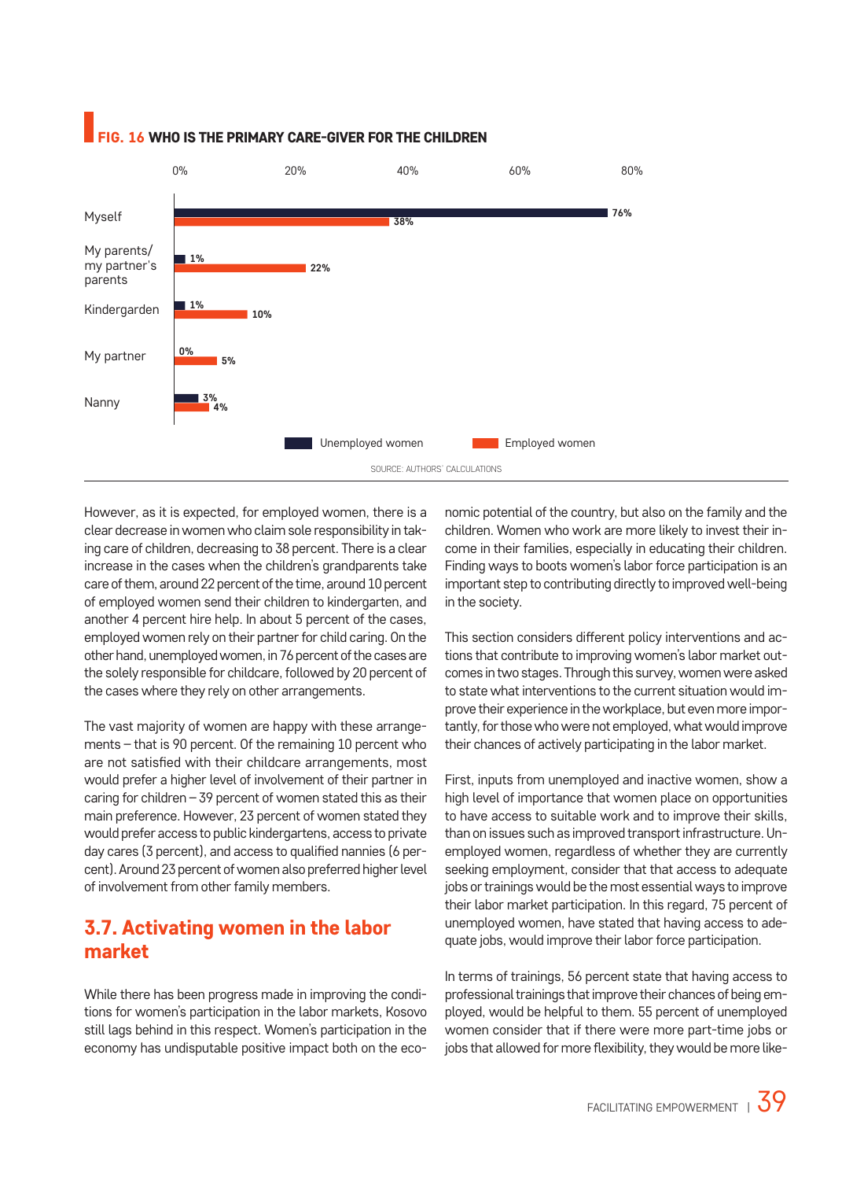**FIG. 16 WHO IS THE PRIMARY CARE-GIVER FOR THE CHILDREN**

| | Unemployed women | Employed women |
| --- | --- | --- |
| Myself | 76% | 38% |
| My parents/ my partner's parents | 1% | 22% |
| Kindergarden | 1% | 10% |
| My partner | 0% | 5% |
| Nanny | 3% | 4% |

SOURCE: AUTHORS' CALCULATIONS

However, as it is expected, for employed women, there is a clear decrease in women who claim sole responsibility in taking care of children, decreasing to 38 percent. There is a clear increase in the cases when the children's grandparents take care of them, around 22 percent of the time, around 10 percent of employed women send their children to kindergarten, and another 4 percent hire help. In about 5 percent of the cases, employed women rely on their partner for child caring. On the other hand, unemployed women, in 76 percent of the cases are the solely responsible for childcare, followed by 20 percent of the cases where they rely on other arrangements.

The vast majority of women are happy with these arrangements – that is 90 percent. Of the remaining 10 percent who are not satisfied with their childcare arrangements, most would prefer a higher level of involvement of their partner in caring for children – 39 percent of women stated this as their main preference. However, 23 percent of women stated they would prefer access to public kindergartens, access to private day cares (3 percent), and access to qualified nannies (6 percent). Around 23 percent of women also preferred higher level of involvement from other family members.

## 3.7. Activating women in the labor market

While there has been progress made in improving the conditions for women's participation in the labor markets, Kosovo still lags behind in this respect. Women's participation in the economy has undisputable positive impact both on the economic potential of the country, but also on the family and the children. Women who work are more likely to invest their income in their families, especially in educating their children. Finding ways to boots women's labor force participation is an important step to contributing directly to improved well-being in the society.

This section considers different policy interventions and actions that contribute to improving women's labor market outcomes in two stages. Through this survey, women were asked to state what interventions to the current situation would improve their experience in the workplace, but even more importantly, for those who were not employed, what would improve their chances of actively participating in the labor market.

First, inputs from unemployed and inactive women, show a high level of importance that women place on opportunities to have access to suitable work and to improve their skills, than on issues such as improved transport infrastructure. Unemployed women, regardless of whether they are currently seeking employment, consider that that access to adequate jobs or trainings would be the most essential ways to improve their labor market participation. In this regard, 75 percent of unemployed women, have stated that having access to adequate jobs, would improve their labor force participation.

In terms of trainings, 56 percent state that having access to professional trainings that improve their chances of being employed, would be helpful to them. 55 percent of unemployed women consider that if there were more part-time jobs or jobs that allowed for more flexibility, they would be more like-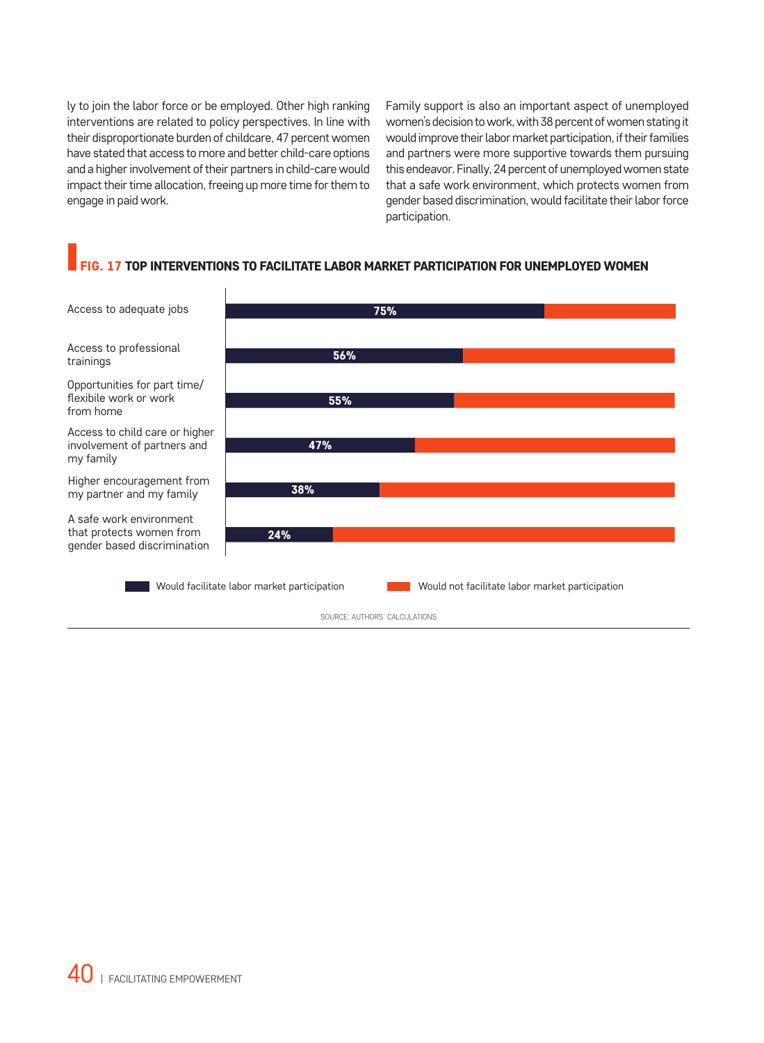ly to join the labor force or be employed. Other high ranking interventions are related to policy perspectives. In line with their disproportionate burden of childcare, 47 percent women have stated that access to more and better child-care options and a higher involvement of their partners in child-care would impact their time allocation, freeing up more time for them to engage in paid work.

Family support is also an important aspect of unemployed women's decision to work, with 38 percent of women stating it would improve their labor market participation, if their families and partners were more supportive towards them pursuing this endeavor. Finally, 24 percent of unemployed women state that a safe work environment, which protects women from gender based discrimination, would facilitate their labor force participation.

**FIG. 17 TOP INTERVENTIONS TO FACILITATE LABOR MARKET PARTICIPATION FOR UNEMPLOYED WOMEN**

| Intervention | Would facilitate labor market participation |
|---|---|
| Access to adequate jobs | 75% |
| Access to professional trainings | 56% |
| Opportunities for part time/ flexibile work or work from home | 55% |
| Access to child care or higher involvement of partners and my family | 47% |
| Higher encouragement from my partner and my family | 38% |
| A safe work environment that protects women from gender based discrimination | 24% |

Legend: Would facilitate labor market participation; Would not facilitate labor market participation

SOURCE: AUTHORS' CALCULATIONS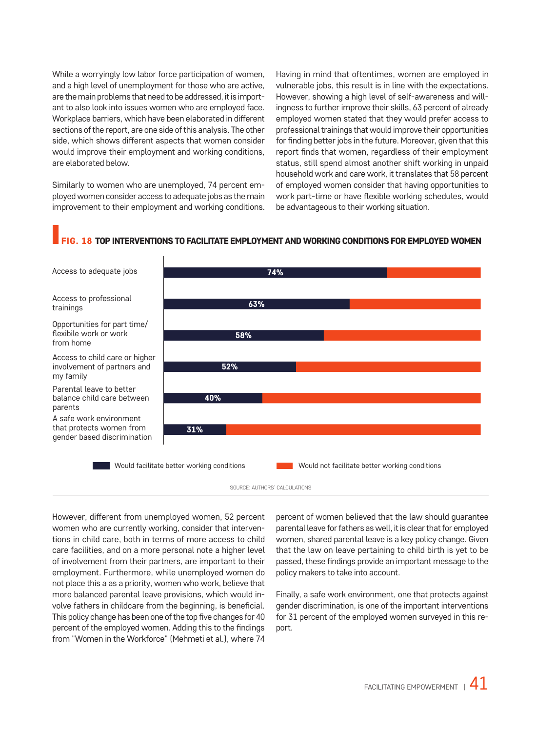While a worryingly low labor force participation of women, and a high level of unemployment for those who are active, are the main problems that need to be addressed, it is important to also look into issues women who are employed face. Workplace barriers, which have been elaborated in different sections of the report, are one side of this analysis. The other side, which shows different aspects that women consider would improve their employment and working conditions, are elaborated below.

Similarly to women who are unemployed, 74 percent employed women consider access to adequate jobs as the main improvement to their employment and working conditions. Having in mind that oftentimes, women are employed in vulnerable jobs, this result is in line with the expectations. However, showing a high level of self-awareness and willingness to further improve their skills, 63 percent of already employed women stated that they would prefer access to professional trainings that would improve their opportunities for finding better jobs in the future. Moreover, given that this report finds that women, regardless of their employment status, still spend almost another shift working in unpaid household work and care work, it translates that 58 percent of employed women consider that having opportunities to work part-time or have flexible working schedules, would be advantageous to their working situation.

**FIG. 18 TOP INTERVENTIONS TO FACILITATE EMPLOYMENT AND WORKING CONDITIONS FOR EMPLOYED WOMEN**

| Intervention | Would facilitate better working conditions |
|---|---|
| Access to adequate jobs | 74% |
| Access to professional trainings | 63% |
| Opportunities for part time/ flexibile work or work from home | 58% |
| Access to child care or higher involvement of partners and my family | 52% |
| Parental leave to better balance child care between parents | 40% |
| A safe work environment that protects women from gender based discrimination | 31% |

Would facilitate better working conditions / Would not facilitate better working conditions

SOURCE: AUTHORS' CALCULATIONS

However, different from unemployed women, 52 percent women who are currently working, consider that interventions in child care, both in terms of more access to child care facilities, and on a more personal note a higher level of involvement from their partners, are important to their employment. Furthermore, while unemployed women do not place this a as a priority, women who work, believe that more balanced parental leave provisions, which would involve fathers in childcare from the beginning, is beneficial. This policy change has been one of the top five changes for 40 percent of the employed women. Adding this to the findings from "Women in the Workforce" (Mehmeti et al.), where 74 percent of women believed that the law should guarantee parental leave for fathers as well, it is clear that for employed women, shared parental leave is a key policy change. Given that the law on leave pertaining to child birth is yet to be passed, these findings provide an important message to the policy makers to take into account.

Finally, a safe work environment, one that protects against gender discrimination, is one of the important interventions for 31 percent of the employed women surveyed in this report.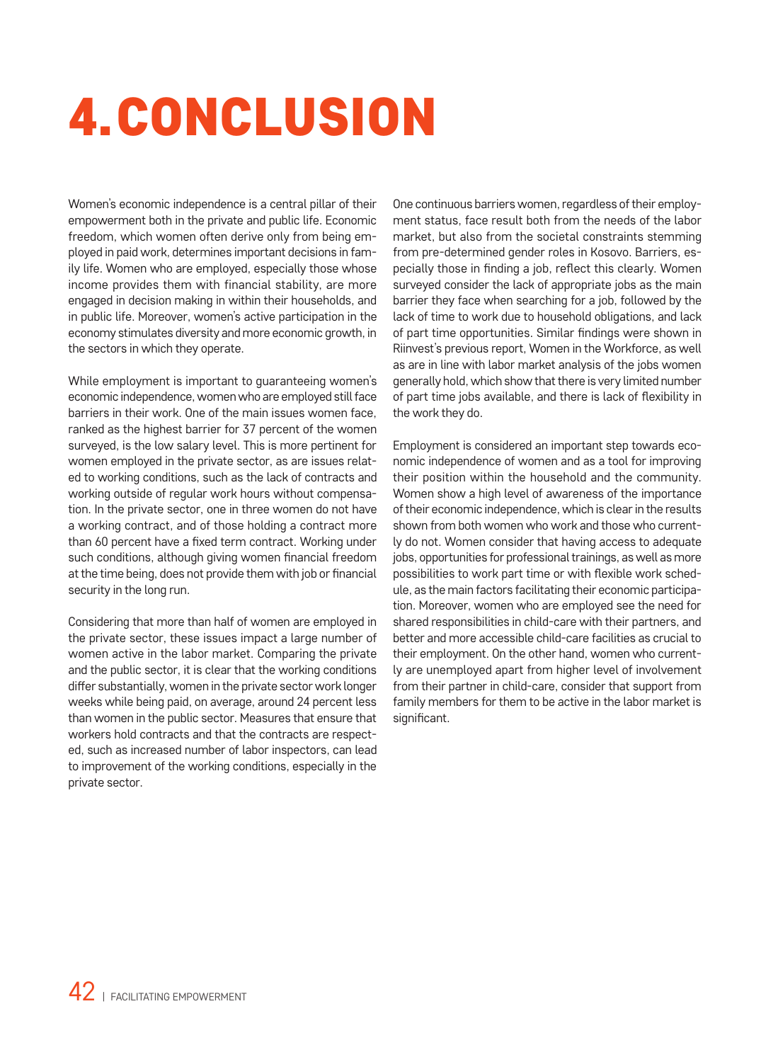# 4. CONCLUSION

Women's economic independence is a central pillar of their empowerment both in the private and public life. Economic freedom, which women often derive only from being employed in paid work, determines important decisions in family life. Women who are employed, especially those whose income provides them with financial stability, are more engaged in decision making in within their households, and in public life. Moreover, women's active participation in the economy stimulates diversity and more economic growth, in the sectors in which they operate.

While employment is important to guaranteeing women's economic independence, women who are employed still face barriers in their work. One of the main issues women face, ranked as the highest barrier for 37 percent of the women surveyed, is the low salary level. This is more pertinent for women employed in the private sector, as are issues related to working conditions, such as the lack of contracts and working outside of regular work hours without compensation. In the private sector, one in three women do not have a working contract, and of those holding a contract more than 60 percent have a fixed term contract. Working under such conditions, although giving women financial freedom at the time being, does not provide them with job or financial security in the long run.

Considering that more than half of women are employed in the private sector, these issues impact a large number of women active in the labor market. Comparing the private and the public sector, it is clear that the working conditions differ substantially, women in the private sector work longer weeks while being paid, on average, around 24 percent less than women in the public sector. Measures that ensure that workers hold contracts and that the contracts are respected, such as increased number of labor inspectors, can lead to improvement of the working conditions, especially in the private sector.

One continuous barriers women, regardless of their employment status, face result both from the needs of the labor market, but also from the societal constraints stemming from pre-determined gender roles in Kosovo. Barriers, especially those in finding a job, reflect this clearly. Women surveyed consider the lack of appropriate jobs as the main barrier they face when searching for a job, followed by the lack of time to work due to household obligations, and lack of part time opportunities. Similar findings were shown in Riinvest's previous report, Women in the Workforce, as well as are in line with labor market analysis of the jobs women generally hold, which show that there is very limited number of part time jobs available, and there is lack of flexibility in the work they do.

Employment is considered an important step towards economic independence of women and as a tool for improving their position within the household and the community. Women show a high level of awareness of the importance of their economic independence, which is clear in the results shown from both women who work and those who currently do not. Women consider that having access to adequate jobs, opportunities for professional trainings, as well as more possibilities to work part time or with flexible work schedule, as the main factors facilitating their economic participation. Moreover, women who are employed see the need for shared responsibilities in child-care with their partners, and better and more accessible child-care facilities as crucial to their employment. On the other hand, women who currently are unemployed apart from higher level of involvement from their partner in child-care, consider that support from family members for them to be active in the labor market is significant.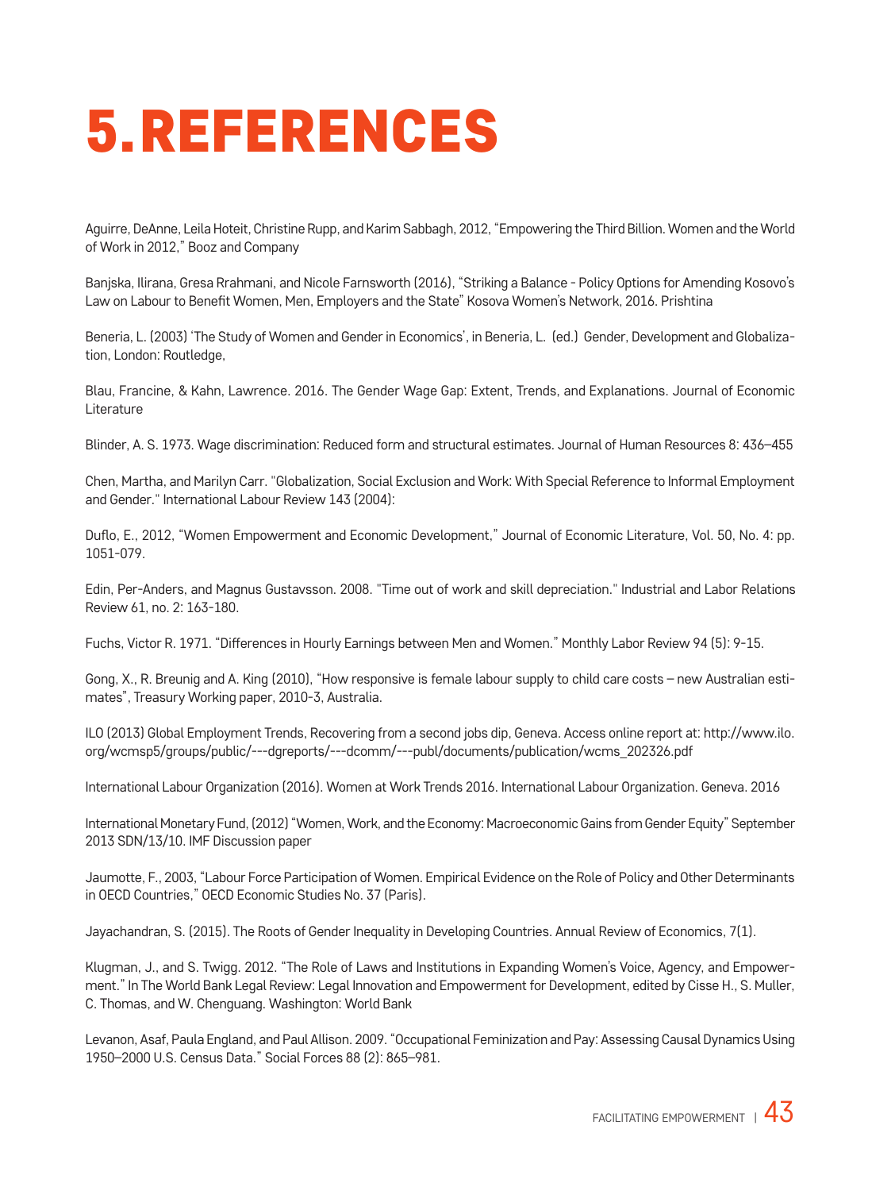# 5. REFERENCES

Aguirre, DeAnne, Leila Hoteit, Christine Rupp, and Karim Sabbagh, 2012, "Empowering the Third Billion. Women and the World of Work in 2012," Booz and Company

Banjska, Ilirana, Gresa Rrahmani, and Nicole Farnsworth (2016), "Striking a Balance - Policy Options for Amending Kosovo's Law on Labour to Benefit Women, Men, Employers and the State" Kosova Women's Network, 2016. Prishtina

Beneria, L. (2003) 'The Study of Women and Gender in Economics', in Beneria, L. (ed.) Gender, Development and Globalization, London: Routledge,

Blau, Francine, & Kahn, Lawrence. 2016. The Gender Wage Gap: Extent, Trends, and Explanations. Journal of Economic Literature

Blinder, A. S. 1973. Wage discrimination: Reduced form and structural estimates. Journal of Human Resources 8: 436–455

Chen, Martha, and Marilyn Carr. "Globalization, Social Exclusion and Work: With Special Reference to Informal Employment and Gender." International Labour Review 143 (2004):

Duflo, E., 2012, "Women Empowerment and Economic Development," Journal of Economic Literature, Vol. 50, No. 4: pp. 1051-079.

Edin, Per-Anders, and Magnus Gustavsson. 2008. "Time out of work and skill depreciation." Industrial and Labor Relations Review 61, no. 2: 163-180.

Fuchs, Victor R. 1971. "Differences in Hourly Earnings between Men and Women." Monthly Labor Review 94 (5): 9-15.

Gong, X., R. Breunig and A. King (2010), "How responsive is female labour supply to child care costs – new Australian estimates", Treasury Working paper, 2010-3, Australia.

ILO (2013) Global Employment Trends, Recovering from a second jobs dip, Geneva. Access online report at: http://www.ilo.org/wcmsp5/groups/public/---dgreports/---dcomm/---publ/documents/publication/wcms_202326.pdf

International Labour Organization (2016). Women at Work Trends 2016. International Labour Organization. Geneva. 2016

International Monetary Fund, (2012) "Women, Work, and the Economy: Macroeconomic Gains from Gender Equity" September 2013 SDN/13/10. IMF Discussion paper

Jaumotte, F., 2003, "Labour Force Participation of Women. Empirical Evidence on the Role of Policy and Other Determinants in OECD Countries," OECD Economic Studies No. 37 (Paris).

Jayachandran, S. (2015). The Roots of Gender Inequality in Developing Countries. Annual Review of Economics, 7(1).

Klugman, J., and S. Twigg. 2012. "The Role of Laws and Institutions in Expanding Women's Voice, Agency, and Empowerment." In The World Bank Legal Review: Legal Innovation and Empowerment for Development, edited by Cisse H., S. Muller, C. Thomas, and W. Chenguang. Washington: World Bank

Levanon, Asaf, Paula England, and Paul Allison. 2009. "Occupational Feminization and Pay: Assessing Causal Dynamics Using 1950–2000 U.S. Census Data." Social Forces 88 (2): 865–981.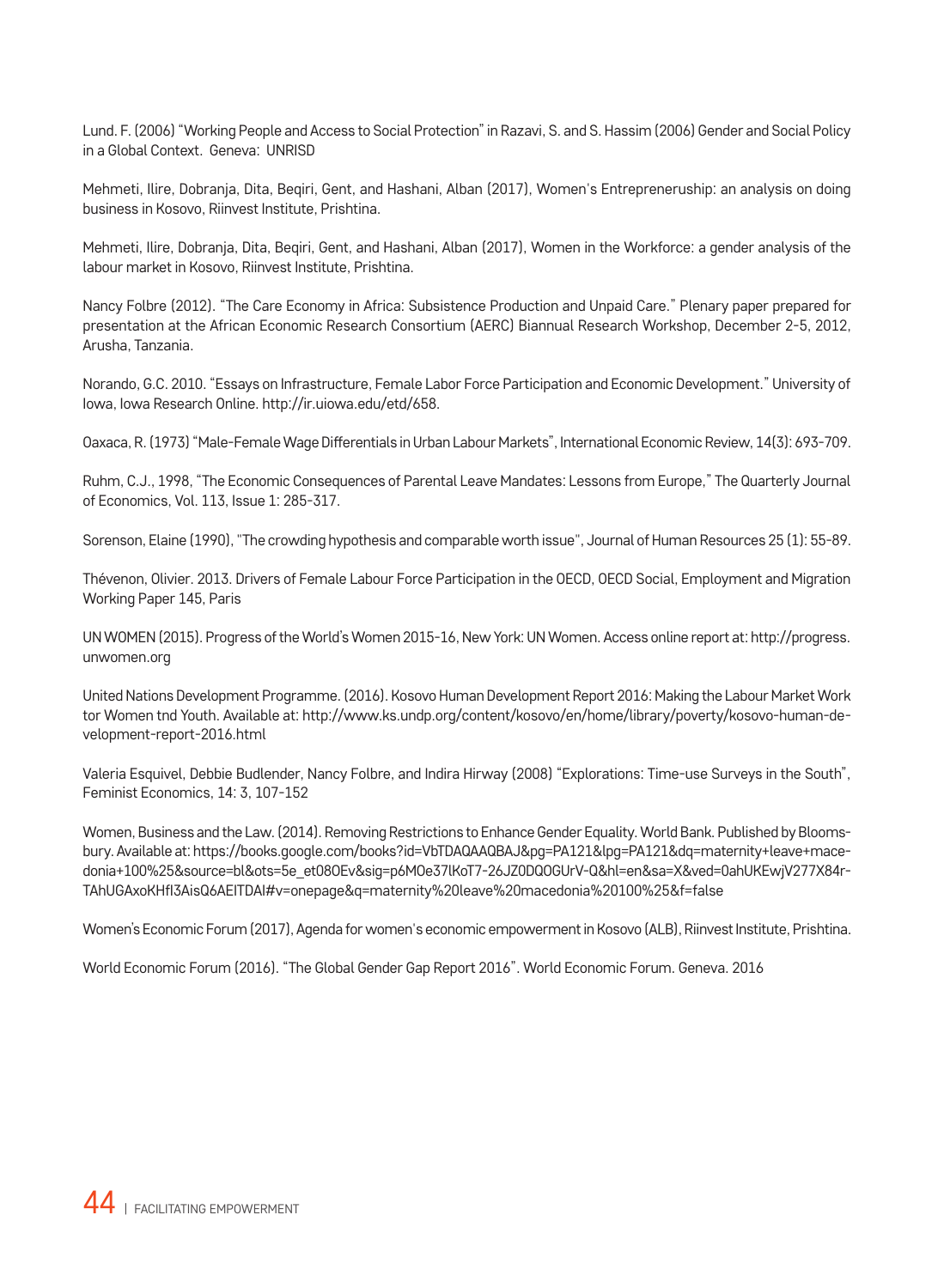Lund. F. (2006) "Working People and Access to Social Protection" in Razavi, S. and S. Hassim (2006) Gender and Social Policy in a Global Context. Geneva: UNRISD

Mehmeti, Ilire, Dobranja, Dita, Beqiri, Gent, and Hashani, Alban (2017), Women's Entrepreneurship: an analysis on doing business in Kosovo, Riinvest Institute, Prishtina.

Mehmeti, Ilire, Dobranja, Dita, Beqiri, Gent, and Hashani, Alban (2017), Women in the Workforce: a gender analysis of the labour market in Kosovo, Riinvest Institute, Prishtina.

Nancy Folbre (2012). "The Care Economy in Africa: Subsistence Production and Unpaid Care." Plenary paper prepared for presentation at the African Economic Research Consortium (AERC) Biannual Research Workshop, December 2-5, 2012, Arusha, Tanzania.

Norando, G.C. 2010. "Essays on Infrastructure, Female Labor Force Participation and Economic Development." University of Iowa, Iowa Research Online. http://ir.uiowa.edu/etd/658.

Oaxaca, R. (1973) "Male-Female Wage Differentials in Urban Labour Markets", International Economic Review, 14(3): 693-709.

Ruhm, C.J., 1998, "The Economic Consequences of Parental Leave Mandates: Lessons from Europe," The Quarterly Journal of Economics, Vol. 113, Issue 1: 285-317.

Sorenson, Elaine (1990), "The crowding hypothesis and comparable worth issue", Journal of Human Resources 25 (1): 55-89.

Thévenon, Olivier. 2013. Drivers of Female Labour Force Participation in the OECD, OECD Social, Employment and Migration Working Paper 145, Paris

UN WOMEN (2015). Progress of the World's Women 2015-16, New York: UN Women. Access online report at: http://progress.unwomen.org

United Nations Development Programme. (2016). Kosovo Human Development Report 2016: Making the Labour Market Work tor Women tnd Youth. Available at: http://www.ks.undp.org/content/kosovo/en/home/library/poverty/kosovo-human-development-report-2016.html

Valeria Esquivel, Debbie Budlender, Nancy Folbre, and Indira Hirway (2008) "Explorations: Time-use Surveys in the South", Feminist Economics, 14: 3, 107-152

Women, Business and the Law. (2014). Removing Restrictions to Enhance Gender Equality. World Bank. Published by Bloomsbury. Available at: https://books.google.com/books?id=VbTDAQAAQBAJ&pg=PA121&lpg=PA121&dq=maternity+leave+macedonia+100%25&source=bl&ots=5e_et08OEv&sig=p6MOe37lKoT7-26JZ0DQOGUrV-Q&hl=en&sa=X&ved=0ahUKEwjV277X84rTAhUGAxoKHfI3AisQ6AEITDAI#v=onepage&q=maternity%20leave%20macedonia%20100%25&f=false

Women's Economic Forum (2017), Agenda for women's economic empowerment in Kosovo (ALB), Riinvest Institute, Prishtina.

World Economic Forum (2016). "The Global Gender Gap Report 2016". World Economic Forum. Geneva. 2016